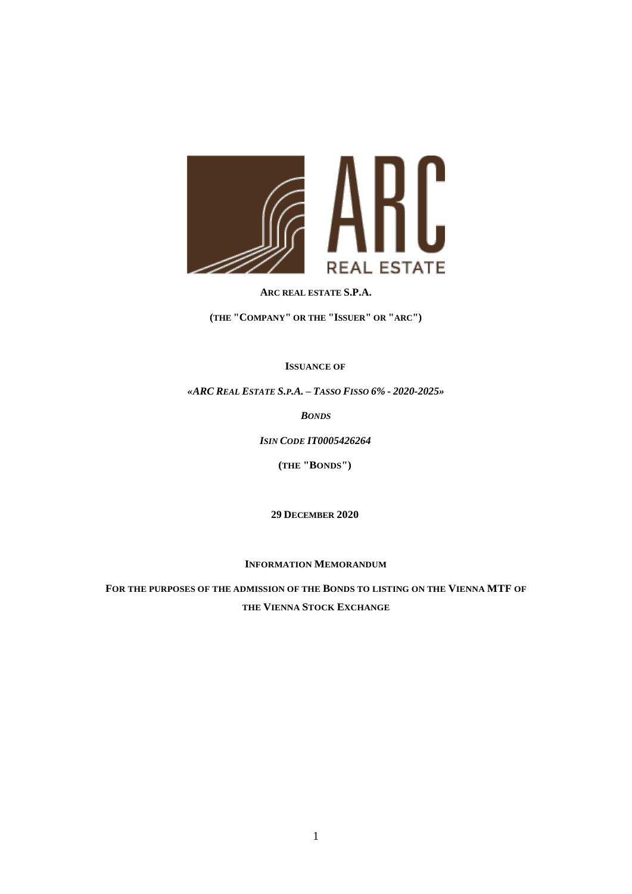**ARC REAL ESTATE S.P.A.**

**(THE "COMPANY" OR THE "ISSUER" OR "ARC")**

**ISSUANCE OF**

***«ARC REAL ESTATE S.P.A. – TASSO FISSO 6% - 2020-2025»***

***BONDS***

***ISIN CODE IT0005426264***

**(THE "BONDS")**

**29 DECEMBER 2020**

**INFORMATION MEMORANDUM**

**FOR THE PURPOSES OF THE ADMISSION OF THE BONDS TO LISTING ON THE VIENNA MTF OF THE VIENNA STOCK EXCHANGE**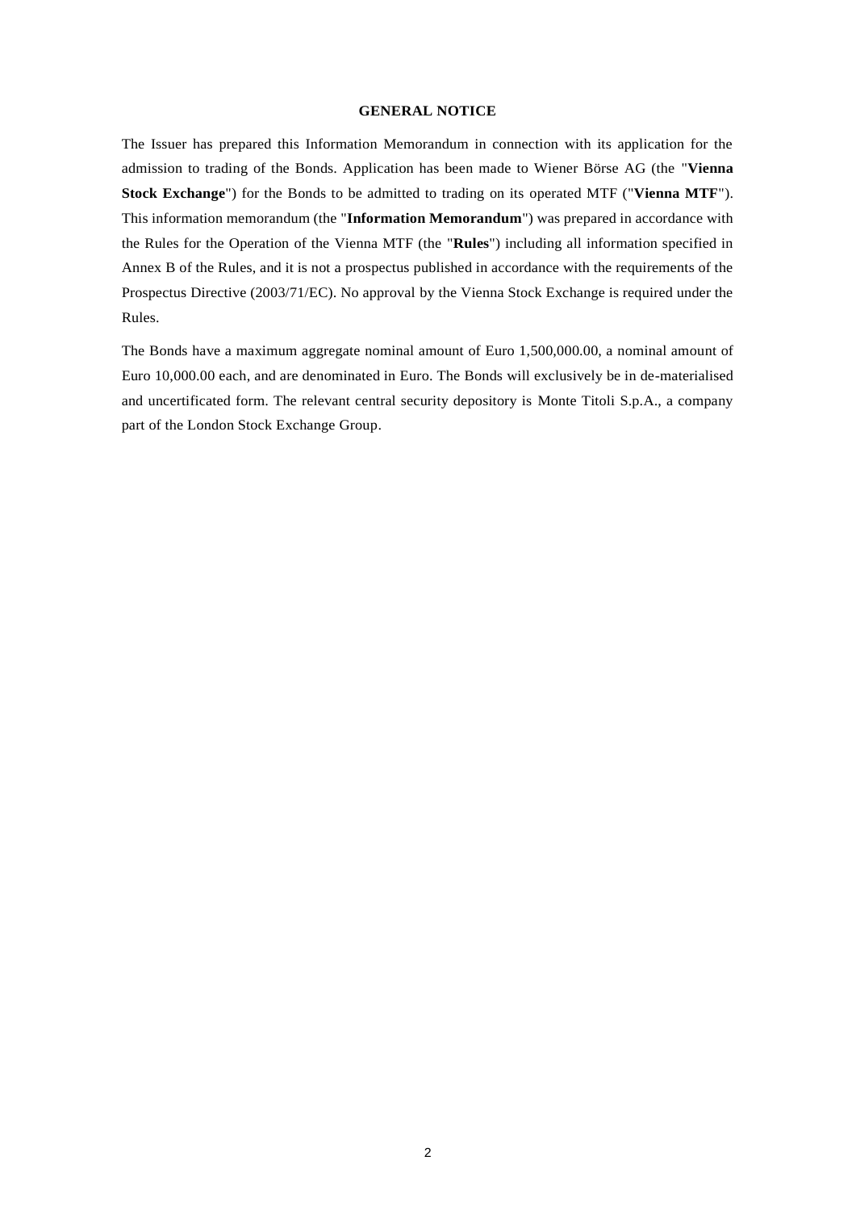# GENERAL NOTICE

The Issuer has prepared this Information Memorandum in connection with its application for the admission to trading of the Bonds. Application has been made to Wiener Börse AG (the "**Vienna Stock Exchange**") for the Bonds to be admitted to trading on its operated MTF ("**Vienna MTF**"). This information memorandum (the "**Information Memorandum**") was prepared in accordance with the Rules for the Operation of the Vienna MTF (the "**Rules**") including all information specified in Annex B of the Rules, and it is not a prospectus published in accordance with the requirements of the Prospectus Directive (2003/71/EC). No approval by the Vienna Stock Exchange is required under the Rules.

The Bonds have a maximum aggregate nominal amount of Euro 1,500,000.00, a nominal amount of Euro 10,000.00 each, and are denominated in Euro. The Bonds will exclusively be in de-materialised and uncertificated form. The relevant central security depository is Monte Titoli S.p.A., a company part of the London Stock Exchange Group.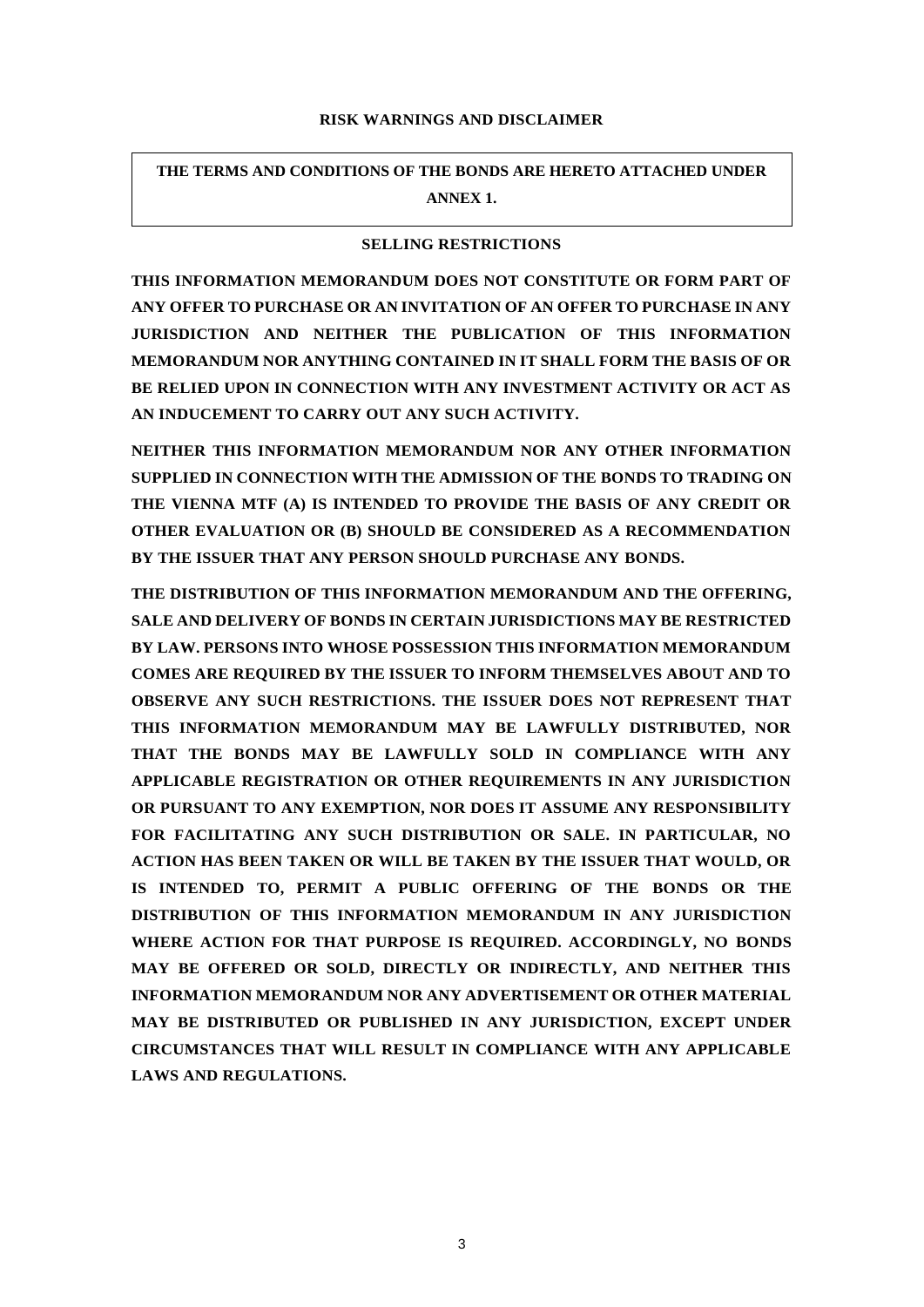## RISK WARNINGS AND DISCLAIMER

**THE TERMS AND CONDITIONS OF THE BONDS ARE HERETO ATTACHED UNDER ANNEX 1.**

### SELLING RESTRICTIONS

**THIS INFORMATION MEMORANDUM DOES NOT CONSTITUTE OR FORM PART OF ANY OFFER TO PURCHASE OR AN INVITATION OF AN OFFER TO PURCHASE IN ANY JURISDICTION AND NEITHER THE PUBLICATION OF THIS INFORMATION MEMORANDUM NOR ANYTHING CONTAINED IN IT SHALL FORM THE BASIS OF OR BE RELIED UPON IN CONNECTION WITH ANY INVESTMENT ACTIVITY OR ACT AS AN INDUCEMENT TO CARRY OUT ANY SUCH ACTIVITY.**

**NEITHER THIS INFORMATION MEMORANDUM NOR ANY OTHER INFORMATION SUPPLIED IN CONNECTION WITH THE ADMISSION OF THE BONDS TO TRADING ON THE VIENNA MTF (A) IS INTENDED TO PROVIDE THE BASIS OF ANY CREDIT OR OTHER EVALUATION OR (B) SHOULD BE CONSIDERED AS A RECOMMENDATION BY THE ISSUER THAT ANY PERSON SHOULD PURCHASE ANY BONDS.**

**THE DISTRIBUTION OF THIS INFORMATION MEMORANDUM AND THE OFFERING, SALE AND DELIVERY OF BONDS IN CERTAIN JURISDICTIONS MAY BE RESTRICTED BY LAW. PERSONS INTO WHOSE POSSESSION THIS INFORMATION MEMORANDUM COMES ARE REQUIRED BY THE ISSUER TO INFORM THEMSELVES ABOUT AND TO OBSERVE ANY SUCH RESTRICTIONS. THE ISSUER DOES NOT REPRESENT THAT THIS INFORMATION MEMORANDUM MAY BE LAWFULLY DISTRIBUTED, NOR THAT THE BONDS MAY BE LAWFULLY SOLD IN COMPLIANCE WITH ANY APPLICABLE REGISTRATION OR OTHER REQUIREMENTS IN ANY JURISDICTION OR PURSUANT TO ANY EXEMPTION, NOR DOES IT ASSUME ANY RESPONSIBILITY FOR FACILITATING ANY SUCH DISTRIBUTION OR SALE. IN PARTICULAR, NO ACTION HAS BEEN TAKEN OR WILL BE TAKEN BY THE ISSUER THAT WOULD, OR IS INTENDED TO, PERMIT A PUBLIC OFFERING OF THE BONDS OR THE DISTRIBUTION OF THIS INFORMATION MEMORANDUM IN ANY JURISDICTION WHERE ACTION FOR THAT PURPOSE IS REQUIRED. ACCORDINGLY, NO BONDS MAY BE OFFERED OR SOLD, DIRECTLY OR INDIRECTLY, AND NEITHER THIS INFORMATION MEMORANDUM NOR ANY ADVERTISEMENT OR OTHER MATERIAL MAY BE DISTRIBUTED OR PUBLISHED IN ANY JURISDICTION, EXCEPT UNDER CIRCUMSTANCES THAT WILL RESULT IN COMPLIANCE WITH ANY APPLICABLE LAWS AND REGULATIONS.**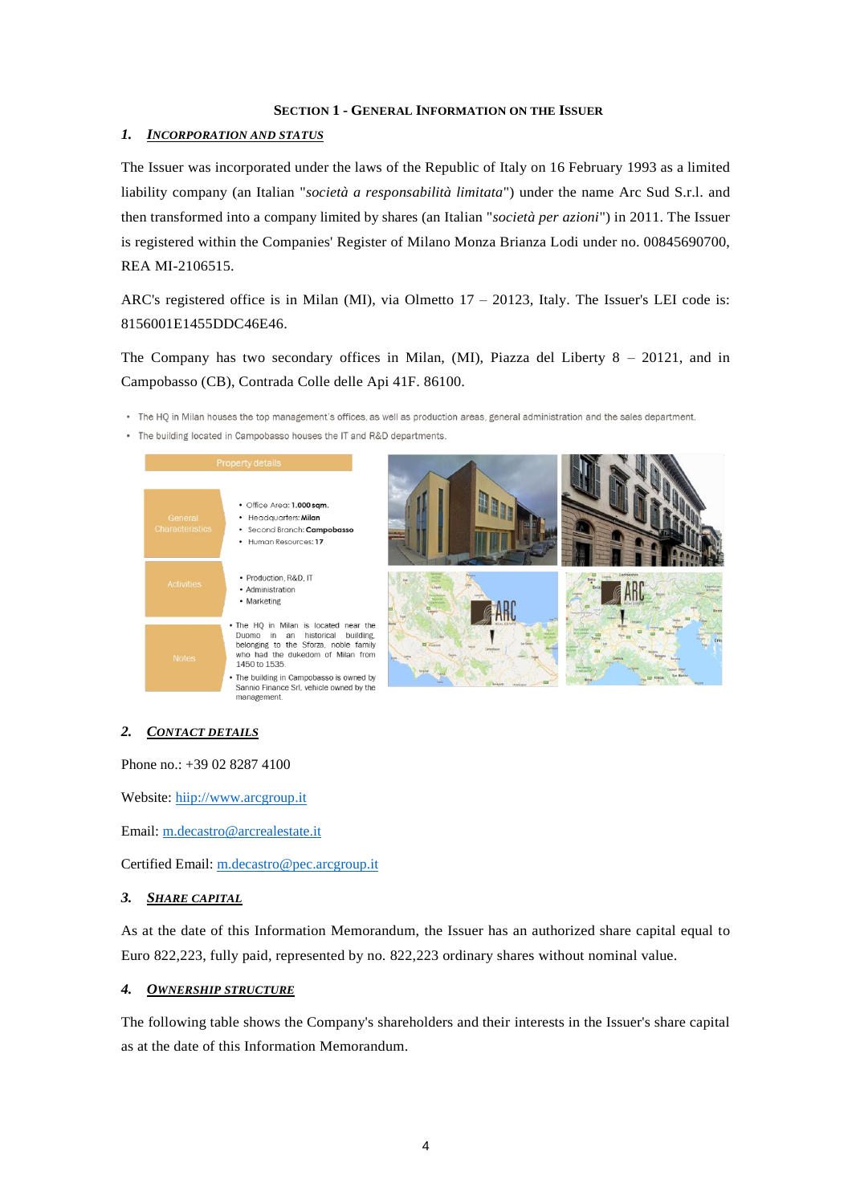## SECTION 1 - GENERAL INFORMATION ON THE ISSUER

### 1. *INCORPORATION AND STATUS*

The Issuer was incorporated under the laws of the Republic of Italy on 16 February 1993 as a limited liability company (an Italian "*società a responsabilità limitata*") under the name Arc Sud S.r.l. and then transformed into a company limited by shares (an Italian "*società per azioni*") in 2011. The Issuer is registered within the Companies' Register of Milano Monza Brianza Lodi under no. 00845690700, REA MI-2106515.

ARC's registered office is in Milan (MI), via Olmetto 17 – 20123, Italy. The Issuer's LEI code is: 8156001E1455DDC46E46.

The Company has two secondary offices in Milan, (MI), Piazza del Liberty 8 – 20121, and in Campobasso (CB), Contrada Colle delle Api 41F. 86100.

- The HQ in Milan houses the top management's offices, as well as production areas, general administration and the sales department.
- The building located in Campobasso houses the IT and R&D departments.

| Property details | |
|---|---|
| General Characteristics | • Office Area: **1.000 sqm.**<br>• Headquarters: **Milan**<br>• Second Branch: **Campobasso**<br>• Human Resources: **17** |
| Activities | • Production, R&D, IT<br>• Administration<br>• Marketing |
| Notes | • The HQ in Milan is located near the Duomo in an historical building, belonging to the Sforza, noble family who had the dukedom of Milan from 1450 to 1535.<br>• The building in Campobasso is owned by Sannio Finance Srl, vehicle owned by the management. |

### 2. *CONTACT DETAILS*

Phone no.: +39 02 8287 4100

Website: hiip://www.arcgroup.it

Email: m.decastro@arcrealestate.it

Certified Email: m.decastro@pec.arcgroup.it

### 3. *SHARE CAPITAL*

As at the date of this Information Memorandum, the Issuer has an authorized share capital equal to Euro 822,223, fully paid, represented by no. 822,223 ordinary shares without nominal value.

### 4. *OWNERSHIP STRUCTURE*

The following table shows the Company's shareholders and their interests in the Issuer's share capital as at the date of this Information Memorandum.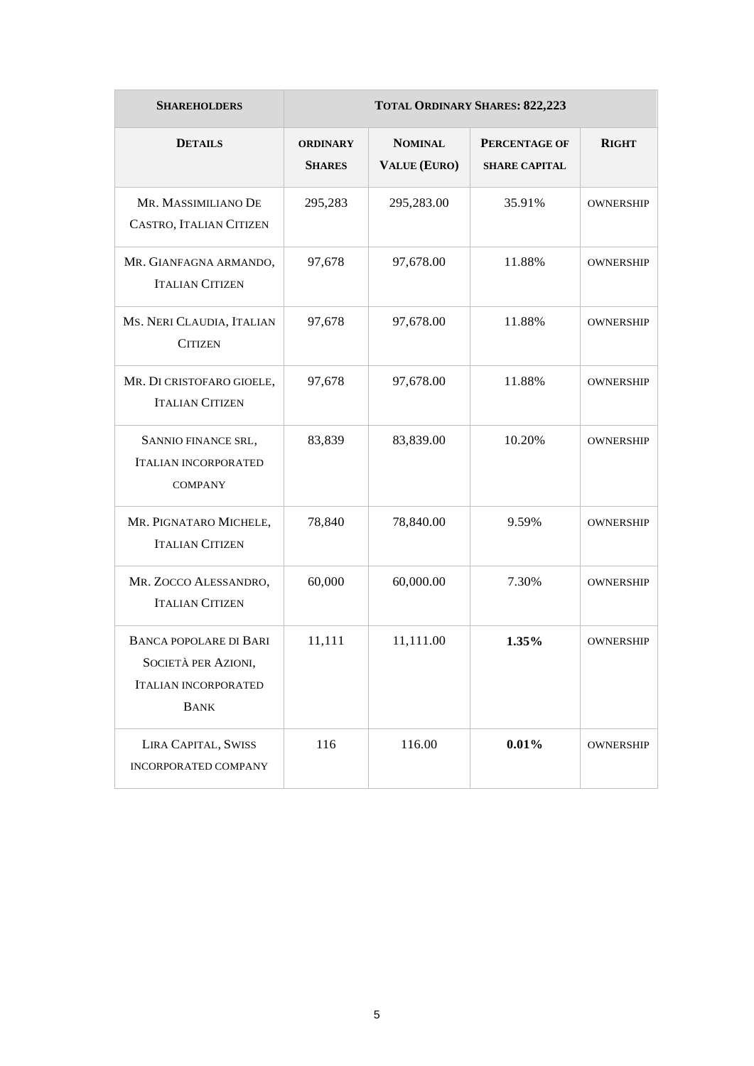| **Shareholders** | **Total Ordinary Shares: 822,223** | | | |
|---|---|---|---|---|
| **Details** | **Ordinary Shares** | **Nominal Value (Euro)** | **Percentage of share capital** | **Right** |
| Mr. Massimiliano De Castro, Italian Citizen | 295,283 | 295,283.00 | 35.91% | ownership |
| Mr. Gianfagna armando, Italian Citizen | 97,678 | 97,678.00 | 11.88% | ownership |
| Ms. Neri Claudia, Italian Citizen | 97,678 | 97,678.00 | 11.88% | ownership |
| Mr. Di cristofaro gioele, Italian Citizen | 97,678 | 97,678.00 | 11.88% | ownership |
| Sannio finance srl, Italian incorporated company | 83,839 | 83,839.00 | 10.20% | ownership |
| Mr. Pignataro Michele, Italian Citizen | 78,840 | 78,840.00 | 9.59% | ownership |
| Mr. Zocco Alessandro, Italian Citizen | 60,000 | 60,000.00 | 7.30% | ownership |
| Banca popolare di Bari Società per Azioni, Italian incorporated Bank | 11,111 | 11,111.00 | **1.35%** | ownership |
| Lira Capital, Swiss incorporated company | 116 | 116.00 | **0.01%** | ownership |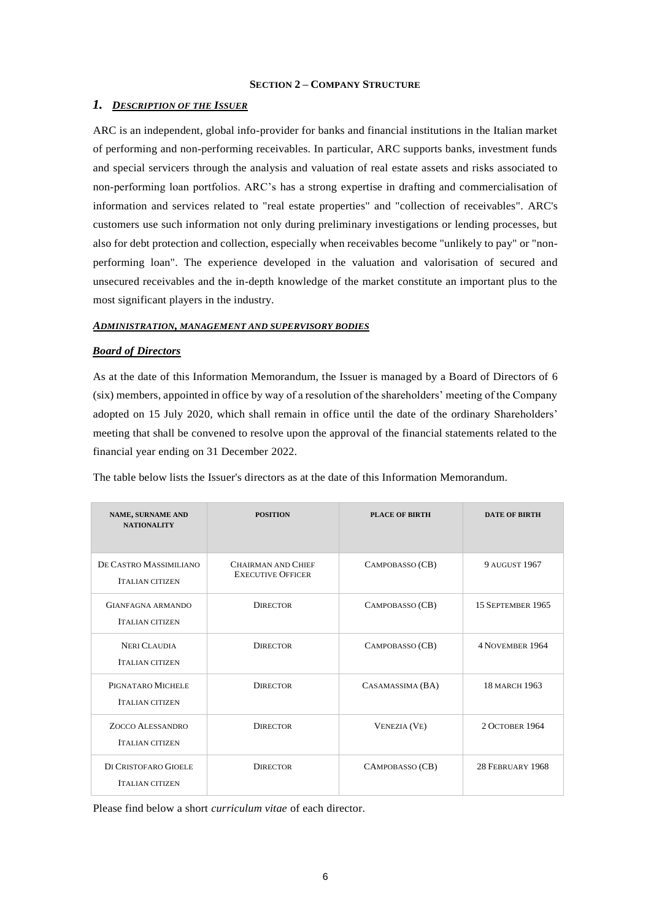**SECTION 2 – COMPANY STRUCTURE**

## 1. *DESCRIPTION OF THE ISSUER*

ARC is an independent, global info-provider for banks and financial institutions in the Italian market of performing and non-performing receivables. In particular, ARC supports banks, investment funds and special servicers through the analysis and valuation of real estate assets and risks associated to non-performing loan portfolios. ARC's has a strong expertise in drafting and commercialisation of information and services related to "real estate properties" and "collection of receivables". ARC's customers use such information not only during preliminary investigations or lending processes, but also for debt protection and collection, especially when receivables become "unlikely to pay" or "non-performing loan". The experience developed in the valuation and valorisation of secured and unsecured receivables and the in-depth knowledge of the market constitute an important plus to the most significant players in the industry.

***ADMINISTRATION, MANAGEMENT AND SUPERVISORY BODIES***

***Board of Directors***

As at the date of this Information Memorandum, the Issuer is managed by a Board of Directors of 6 (six) members, appointed in office by way of a resolution of the shareholders' meeting of the Company adopted on 15 July 2020, which shall remain in office until the date of the ordinary Shareholders' meeting that shall be convened to resolve upon the approval of the financial statements related to the financial year ending on 31 December 2022.

The table below lists the Issuer's directors as at the date of this Information Memorandum.

| NAME, SURNAME AND NATIONALITY | POSITION | PLACE OF BIRTH | DATE OF BIRTH |
|---|---|---|---|
| DE CASTRO MASSIMILIANO<br>ITALIAN CITIZEN | CHAIRMAN AND CHIEF EXECUTIVE OFFICER | CAMPOBASSO (CB) | 9 AUGUST 1967 |
| GIANFAGNA ARMANDO<br>ITALIAN CITIZEN | DIRECTOR | CAMPOBASSO (CB) | 15 SEPTEMBER 1965 |
| NERI CLAUDIA<br>ITALIAN CITIZEN | DIRECTOR | CAMPOBASSO (CB) | 4 NOVEMBER 1964 |
| PIGNATARO MICHELE<br>ITALIAN CITIZEN | DIRECTOR | CASAMASSIMA (BA) | 18 MARCH 1963 |
| ZOCCO ALESSANDRO<br>ITALIAN CITIZEN | DIRECTOR | VENEZIA (VE) | 2 OCTOBER 1964 |
| DI CRISTOFARO GIOELE<br>ITALIAN CITIZEN | DIRECTOR | CAMPOBASSO (CB) | 28 FEBRUARY 1968 |

Please find below a short *curriculum vitae* of each director.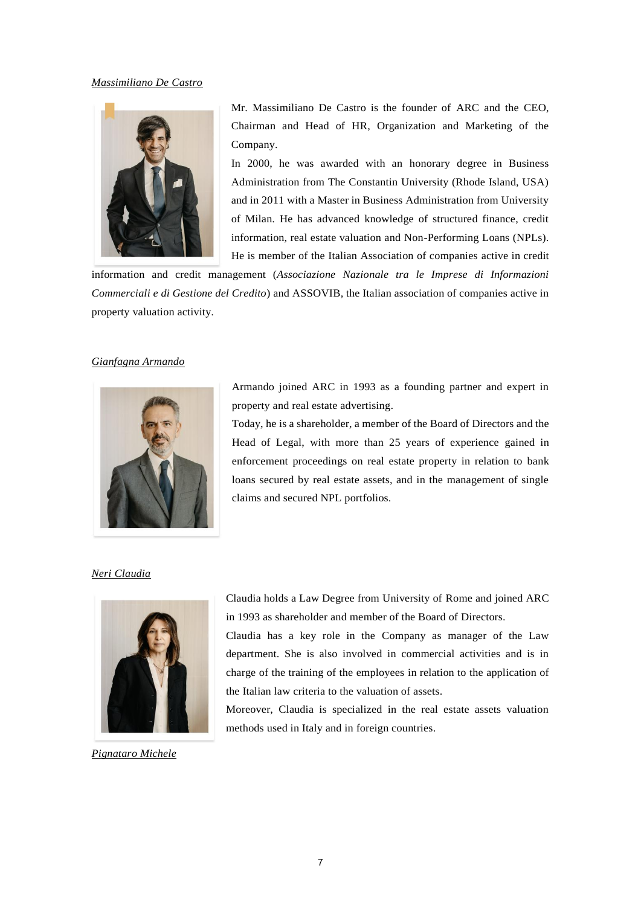*Massimiliano De Castro*

Mr. Massimiliano De Castro is the founder of ARC and the CEO, Chairman and Head of HR, Organization and Marketing of the Company.

In 2000, he was awarded with an honorary degree in Business Administration from The Constantin University (Rhode Island, USA) and in 2011 with a Master in Business Administration from University of Milan. He has advanced knowledge of structured finance, credit information, real estate valuation and Non-Performing Loans (NPLs). He is member of the Italian Association of companies active in credit information and credit management (*Associazione Nazionale tra le Imprese di Informazioni Commerciali e di Gestione del Credito*) and ASSOVIB, the Italian association of companies active in property valuation activity.

*Gianfagna Armando*

Armando joined ARC in 1993 as a founding partner and expert in property and real estate advertising.

Today, he is a shareholder, a member of the Board of Directors and the Head of Legal, with more than 25 years of experience gained in enforcement proceedings on real estate property in relation to bank loans secured by real estate assets, and in the management of single claims and secured NPL portfolios.

*Neri Claudia*

Claudia holds a Law Degree from University of Rome and joined ARC in 1993 as shareholder and member of the Board of Directors.

Claudia has a key role in the Company as manager of the Law department. She is also involved in commercial activities and is in charge of the training of the employees in relation to the application of the Italian law criteria to the valuation of assets.

Moreover, Claudia is specialized in the real estate assets valuation methods used in Italy and in foreign countries.

*Pignataro Michele*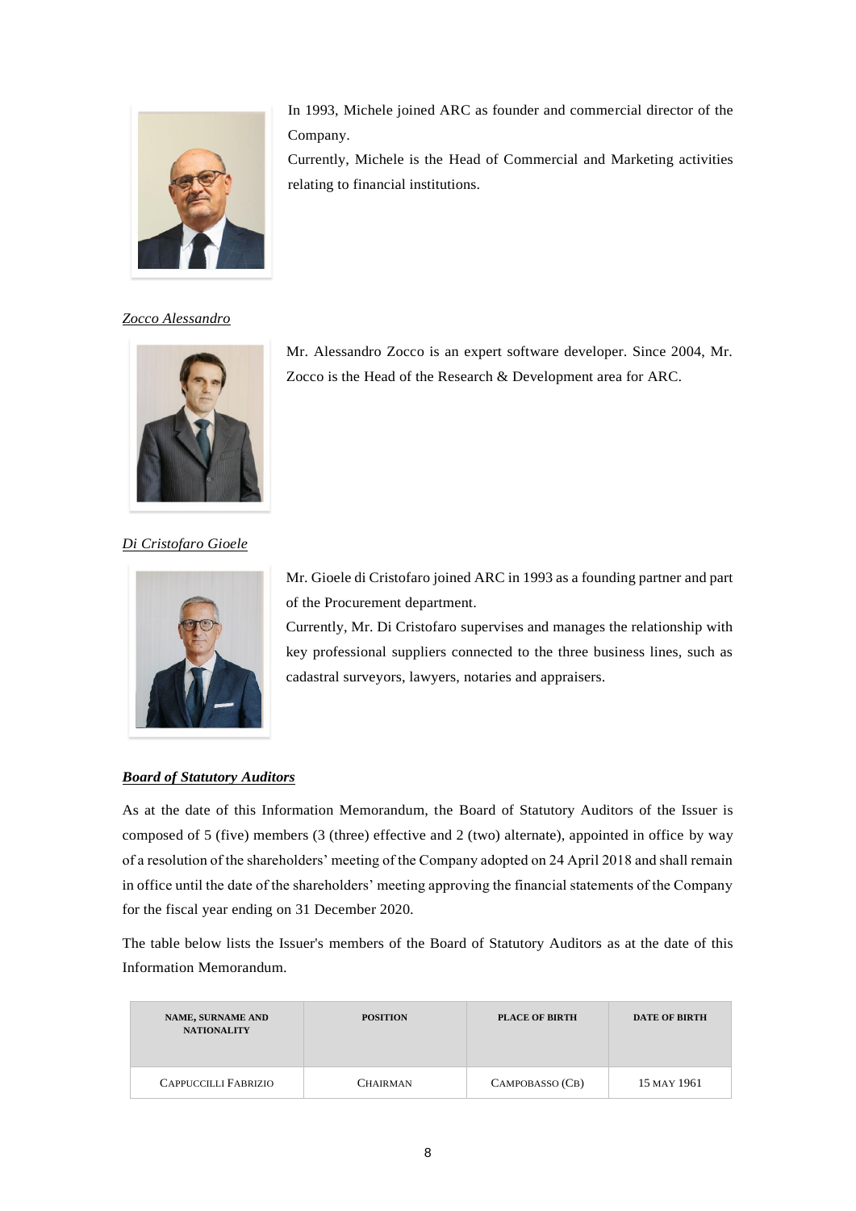In 1993, Michele joined ARC as founder and commercial director of the Company.

Currently, Michele is the Head of Commercial and Marketing activities relating to financial institutions.

*Zocco Alessandro*

Mr. Alessandro Zocco is an expert software developer. Since 2004, Mr. Zocco is the Head of the Research & Development area for ARC.

*Di Cristofaro Gioele*

Mr. Gioele di Cristofaro joined ARC in 1993 as a founding partner and part of the Procurement department.

Currently, Mr. Di Cristofaro supervises and manages the relationship with key professional suppliers connected to the three business lines, such as cadastral surveyors, lawyers, notaries and appraisers.

***Board of Statutory Auditors***

As at the date of this Information Memorandum, the Board of Statutory Auditors of the Issuer is composed of 5 (five) members (3 (three) effective and 2 (two) alternate), appointed in office by way of a resolution of the shareholders' meeting of the Company adopted on 24 April 2018 and shall remain in office until the date of the shareholders' meeting approving the financial statements of the Company for the fiscal year ending on 31 December 2020.

The table below lists the Issuer's members of the Board of Statutory Auditors as at the date of this Information Memorandum.

| NAME, SURNAME AND NATIONALITY | POSITION | PLACE OF BIRTH | DATE OF BIRTH |
|---|---|---|---|
| CAPPUCCILLI FABRIZIO | CHAIRMAN | CAMPOBASSO (CB) | 15 MAY 1961 |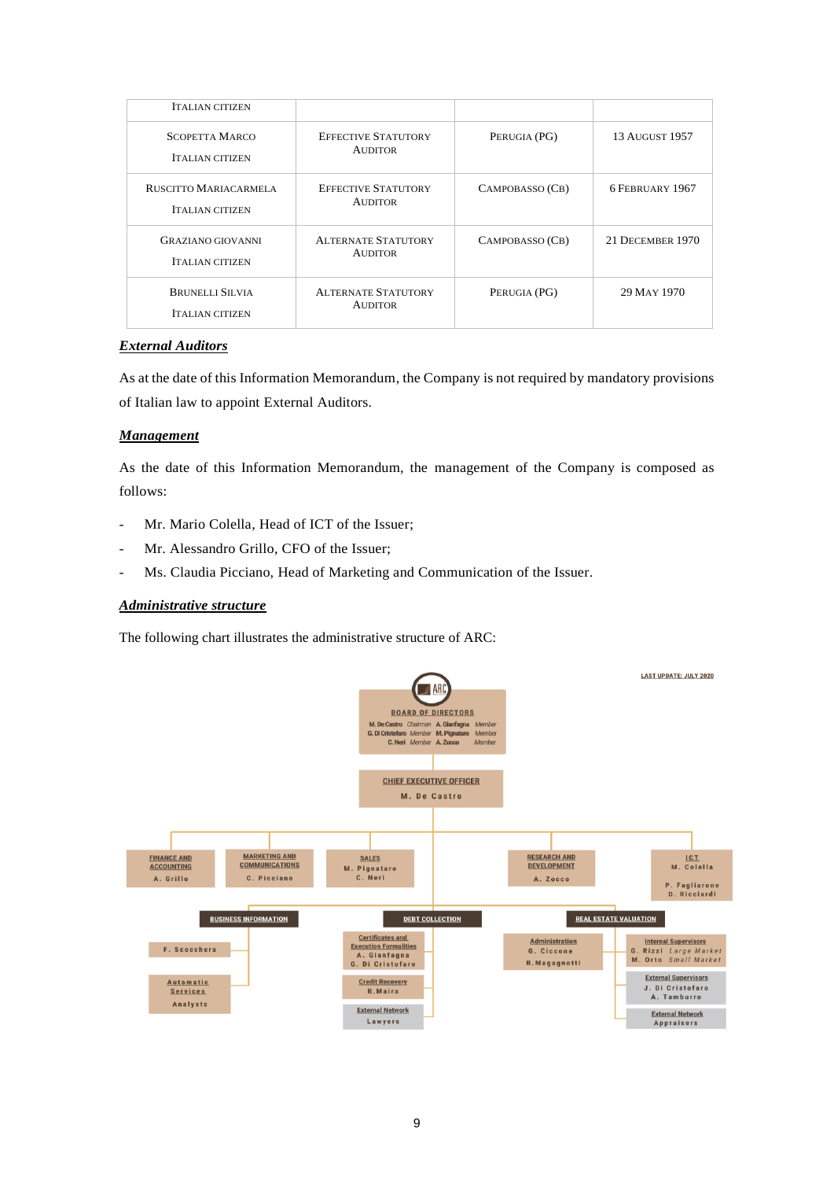| | | | |
|---|---|---|---|
| Italian citizen | | | |
| Scopetta Marco<br>Italian citizen | Effective Statutory Auditor | Perugia (PG) | 13 August 1957 |
| Ruscitto Mariacarmela<br>Italian citizen | Effective Statutory Auditor | Campobasso (CB) | 6 February 1967 |
| Graziano Giovanni<br>Italian citizen | Alternate Statutory Auditor | Campobasso (CB) | 21 December 1970 |
| Brunelli Silvia<br>Italian citizen | Alternate Statutory Auditor | Perugia (PG) | 29 May 1970 |

***External Auditors***

As at the date of this Information Memorandum, the Company is not required by mandatory provisions of Italian law to appoint External Auditors.

***Management***

As the date of this Information Memorandum, the management of the Company is composed as follows:

- Mr. Mario Colella, Head of ICT of the Issuer;
- Mr. Alessandro Grillo, CFO of the Issuer;
- Ms. Claudia Picciano, Head of Marketing and Communication of the Issuer.

***Administrative structure***

The following chart illustrates the administrative structure of ARC:

LAST UPDATE: JULY 2020

ARC

**BOARD OF DIRECTORS**
M. De Castro *Chairman* A. Gianfagna *Member*
G. Di Cristofaro *Member* M. Pignataro *Member*
C. Neri *Member* A. Zocco *Member*

**CHIEF EXECUTIVE OFFICER**
M. De Castro

- **FINANCE AND ACCOUNTING** – A. Grillo
- **MARKETING AND COMMUNICATIONS** – C. Picciano
- **SALES** – M. Pignataro, C. Neri
- **RESEARCH AND DEVELOPMENT** – A. Zocco
- **ICT** – M. Colella; P. Fagliarone, D. Ricciardi

**BUSINESS INFORMATION**
- F. Scocchera
- Automatic Services – Analysts

**DEBT COLLECTION**
- Certificates and Execution Formalities – A. Gianfagna, G. Di Cristofaro
- Credit Recovery – R. Maira
- External Network – Lawyers

**REAL ESTATE VALUATION**
- Administration – G. Ciccone, R. Magagnotti
- Internal Supervisors – G. Rizzi *Large Market*, M. Orto *Small Market*
- External Supervisors – J. Di Cristofaro, A. Tamburro
- External Network – Appraisers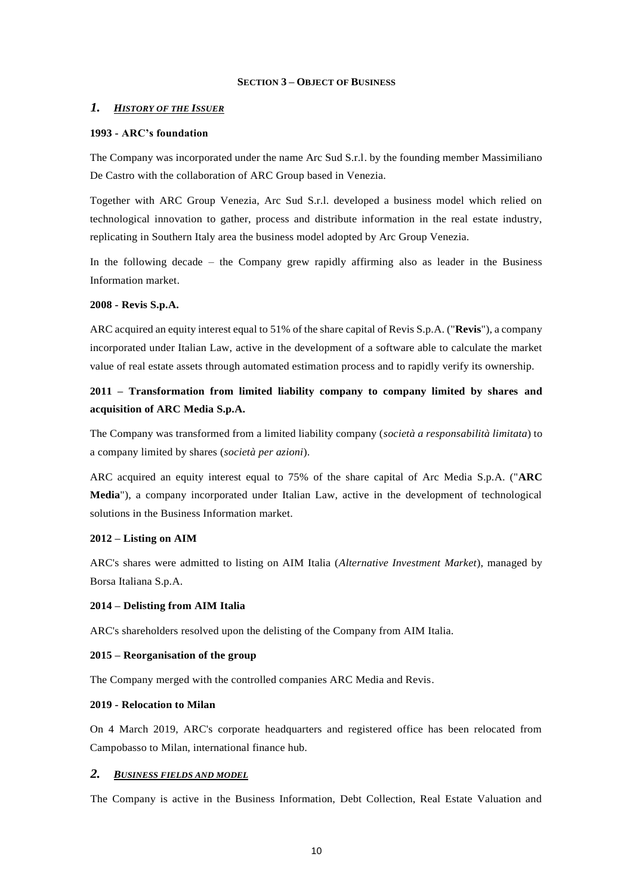## SECTION 3 – OBJECT OF BUSINESS

### *1. HISTORY OF THE ISSUER*

**1993 - ARC's foundation**

The Company was incorporated under the name Arc Sud S.r.l. by the founding member Massimiliano De Castro with the collaboration of ARC Group based in Venezia.

Together with ARC Group Venezia, Arc Sud S.r.l. developed a business model which relied on technological innovation to gather, process and distribute information in the real estate industry, replicating in Southern Italy area the business model adopted by Arc Group Venezia.

In the following decade – the Company grew rapidly affirming also as leader in the Business Information market.

**2008 - Revis S.p.A.**

ARC acquired an equity interest equal to 51% of the share capital of Revis S.p.A. ("**Revis**"), a company incorporated under Italian Law, active in the development of a software able to calculate the market value of real estate assets through automated estimation process and to rapidly verify its ownership.

**2011 – Transformation from limited liability company to company limited by shares and acquisition of ARC Media S.p.A.**

The Company was transformed from a limited liability company (*società a responsabilità limitata*) to a company limited by shares (*società per azioni*).

ARC acquired an equity interest equal to 75% of the share capital of Arc Media S.p.A. ("**ARC Media**"), a company incorporated under Italian Law, active in the development of technological solutions in the Business Information market.

**2012 – Listing on AIM**

ARC's shares were admitted to listing on AIM Italia (*Alternative Investment Market*), managed by Borsa Italiana S.p.A.

**2014 – Delisting from AIM Italia**

ARC's shareholders resolved upon the delisting of the Company from AIM Italia.

**2015 – Reorganisation of the group**

The Company merged with the controlled companies ARC Media and Revis.

**2019 - Relocation to Milan**

On 4 March 2019, ARC's corporate headquarters and registered office has been relocated from Campobasso to Milan, international finance hub.

### *2. BUSINESS FIELDS AND MODEL*

The Company is active in the Business Information, Debt Collection, Real Estate Valuation and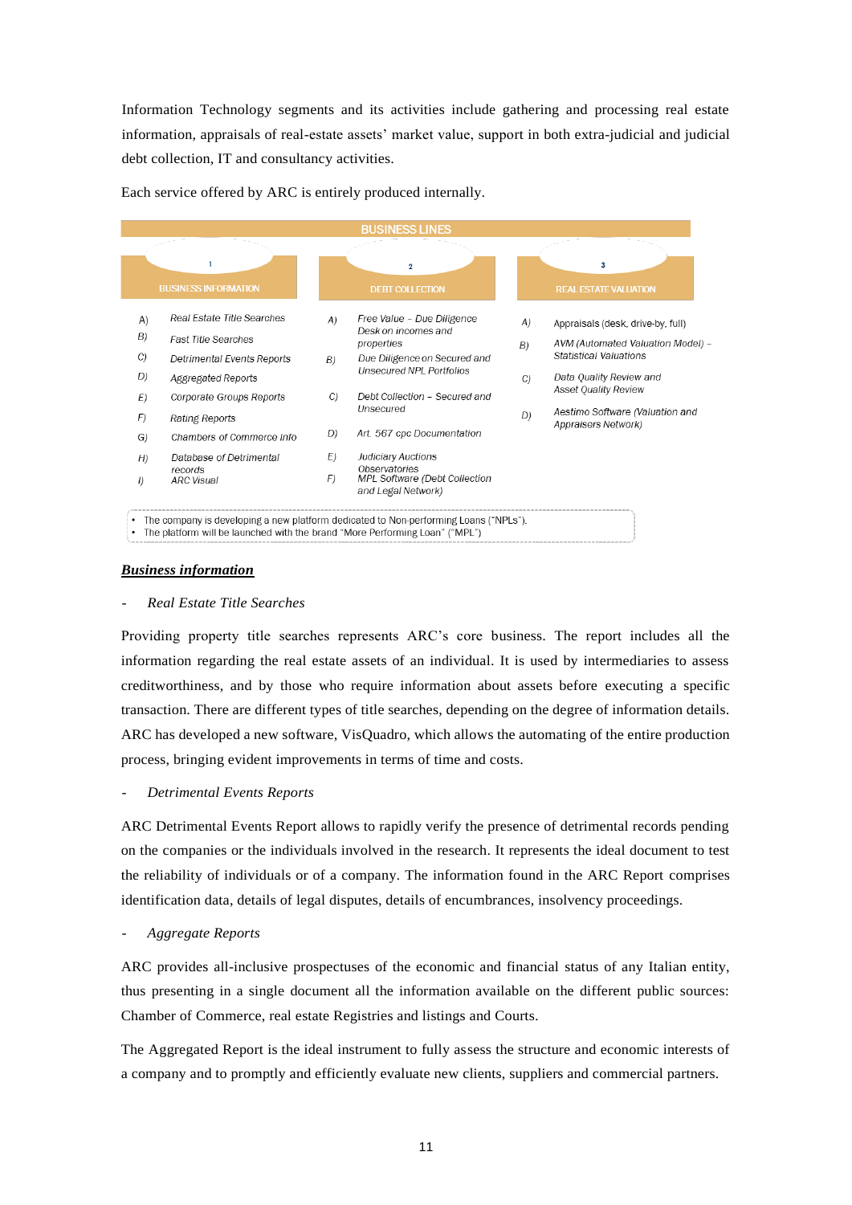Information Technology segments and its activities include gathering and processing real estate information, appraisals of real-estate assets' market value, support in both extra-judicial and judicial debt collection, IT and consultancy activities.

Each service offered by ARC is entirely produced internally.

**BUSINESS LINES**

| 1 BUSINESS INFORMATION | | 2 DEBT COLLECTION | | 3 REAL ESTATE VALUATION | |
|---|---|---|---|---|---|
| A) | *Real Estate Title Searches* | A) | *Free Value – Due Diligence Desk on incomes and properties* | A) | Appraisals (desk, drive-by, full) |
| B) | *Fast Title Searches* | B) | *Due Diligence on Secured and Unsecured NPL Portfolios* | B) | *AVM (Automated Valuation Model) – Statistical Valuations* |
| C) | *Detrimental Events Reports* | C) | *Debt Collection – Secured and Unsecured* | C) | *Data Quality Review and Asset Quality Review* |
| D) | *Aggregated Reports* | D) | *Art. 567 cpc Documentation* | D) | *Aestimo Software (Valuation and Appraisers Network)* |
| E) | *Corporate Groups Reports* | E) | *Judiciary Auctions Observatories* | | |
| F) | *Rating Reports* | F) | *MPL Software (Debt Collection and Legal Network)* | | |
| G) | *Chambers of Commerce Info* | | | | |
| H) | *Database of Detrimental records* | | | | |
| I) | *ARC Visual* | | | | |

- The company is developing a new platform dedicated to Non-performing Loans ("NPLs").
- The platform will be launched with the brand "More Performing Loan" ("MPL")

***Business information***

- *Real Estate Title Searches*

Providing property title searches represents ARC's core business. The report includes all the information regarding the real estate assets of an individual. It is used by intermediaries to assess creditworthiness, and by those who require information about assets before executing a specific transaction. There are different types of title searches, depending on the degree of information details. ARC has developed a new software, VisQuadro, which allows the automating of the entire production process, bringing evident improvements in terms of time and costs.

- *Detrimental Events Reports*

ARC Detrimental Events Report allows to rapidly verify the presence of detrimental records pending on the companies or the individuals involved in the research. It represents the ideal document to test the reliability of individuals or of a company. The information found in the ARC Report comprises identification data, details of legal disputes, details of encumbrances, insolvency proceedings.

- *Aggregate Reports*

ARC provides all-inclusive prospectuses of the economic and financial status of any Italian entity, thus presenting in a single document all the information available on the different public sources: Chamber of Commerce, real estate Registries and listings and Courts.

The Aggregated Report is the ideal instrument to fully assess the structure and economic interests of a company and to promptly and efficiently evaluate new clients, suppliers and commercial partners.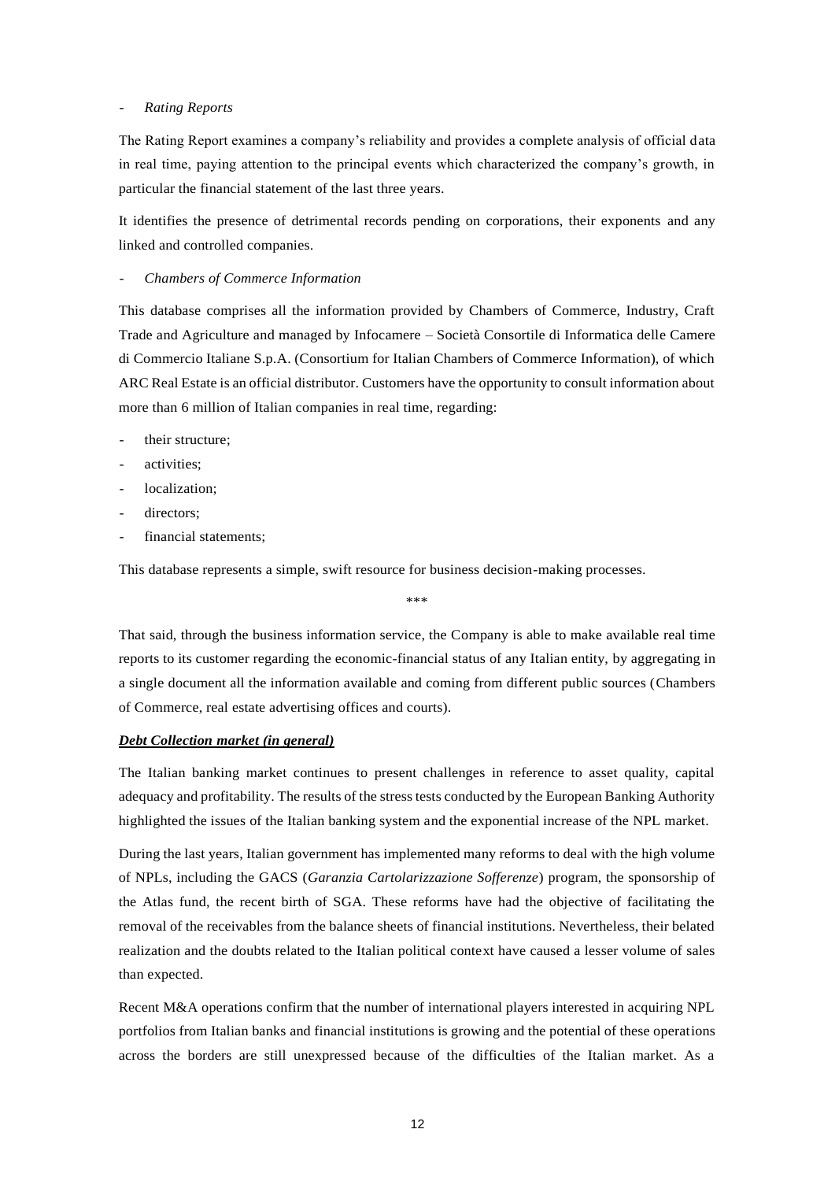- *Rating Reports*

The Rating Report examines a company's reliability and provides a complete analysis of official data in real time, paying attention to the principal events which characterized the company's growth, in particular the financial statement of the last three years.

It identifies the presence of detrimental records pending on corporations, their exponents and any linked and controlled companies.

- *Chambers of Commerce Information*

This database comprises all the information provided by Chambers of Commerce, Industry, Craft Trade and Agriculture and managed by Infocamere – Società Consortile di Informatica delle Camere di Commercio Italiane S.p.A. (Consortium for Italian Chambers of Commerce Information), of which ARC Real Estate is an official distributor. Customers have the opportunity to consult information about more than 6 million of Italian companies in real time, regarding:

- their structure;
- activities;
- localization;
- directors;
- financial statements;

This database represents a simple, swift resource for business decision-making processes.

\*\*\*

That said, through the business information service, the Company is able to make available real time reports to its customer regarding the economic-financial status of any Italian entity, by aggregating in a single document all the information available and coming from different public sources (Chambers of Commerce, real estate advertising offices and courts).

***<u>Debt Collection market (in general)</u>***

The Italian banking market continues to present challenges in reference to asset quality, capital adequacy and profitability. The results of the stress tests conducted by the European Banking Authority highlighted the issues of the Italian banking system and the exponential increase of the NPL market.

During the last years, Italian government has implemented many reforms to deal with the high volume of NPLs, including the GACS (*Garanzia Cartolarizzazione Sofferenze*) program, the sponsorship of the Atlas fund, the recent birth of SGA. These reforms have had the objective of facilitating the removal of the receivables from the balance sheets of financial institutions. Nevertheless, their belated realization and the doubts related to the Italian political context have caused a lesser volume of sales than expected.

Recent M&A operations confirm that the number of international players interested in acquiring NPL portfolios from Italian banks and financial institutions is growing and the potential of these operations across the borders are still unexpressed because of the difficulties of the Italian market. As a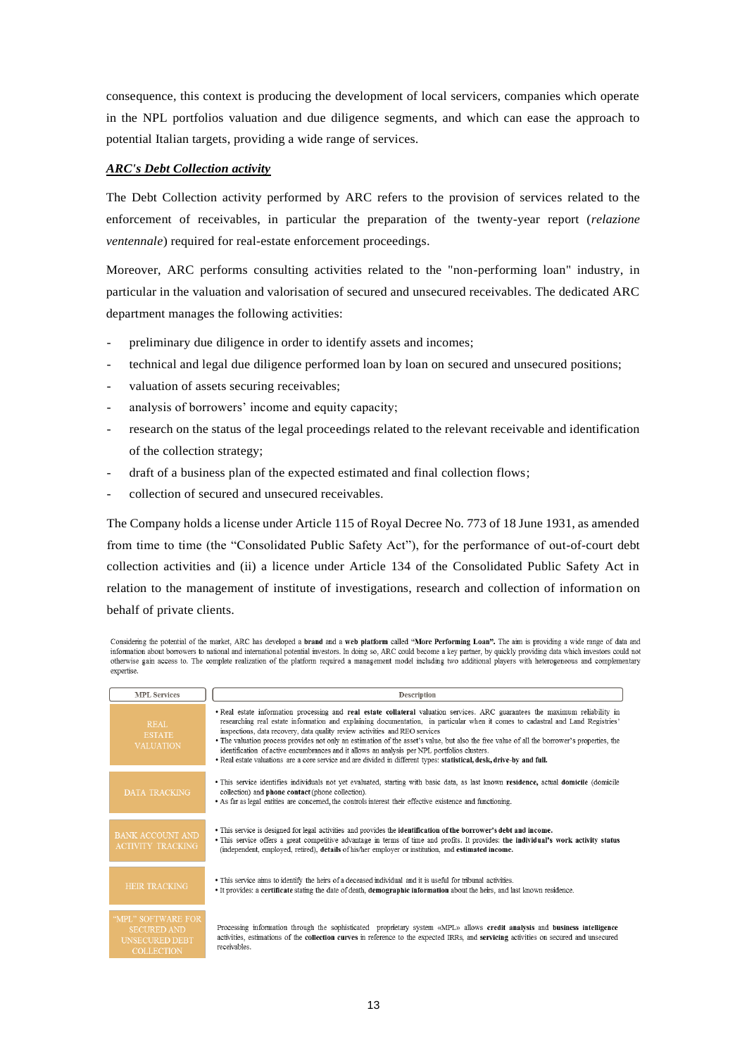consequence, this context is producing the development of local servicers, companies which operate in the NPL portfolios valuation and due diligence segments, and which can ease the approach to potential Italian targets, providing a wide range of services.

***ARC's Debt Collection activity***

The Debt Collection activity performed by ARC refers to the provision of services related to the enforcement of receivables, in particular the preparation of the twenty-year report (*relazione ventennale*) required for real-estate enforcement proceedings.

Moreover, ARC performs consulting activities related to the "non-performing loan" industry, in particular in the valuation and valorisation of secured and unsecured receivables. The dedicated ARC department manages the following activities:

- preliminary due diligence in order to identify assets and incomes;
- technical and legal due diligence performed loan by loan on secured and unsecured positions;
- valuation of assets securing receivables;
- analysis of borrowers' income and equity capacity;
- research on the status of the legal proceedings related to the relevant receivable and identification of the collection strategy;
- draft of a business plan of the expected estimated and final collection flows;
- collection of secured and unsecured receivables.

The Company holds a license under Article 115 of Royal Decree No. 773 of 18 June 1931, as amended from time to time (the "Consolidated Public Safety Act"), for the performance of out-of-court debt collection activities and (ii) a licence under Article 134 of the Consolidated Public Safety Act in relation to the management of institute of investigations, research and collection of information on behalf of private clients.

Considering the potential of the market, ARC has developed a **brand** and a **web platform** called **"More Performing Loan".** The aim is providing a wide range of data and information about borrowers to national and international potential investors. In doing so, ARC could become a key partner, by quickly providing data which investors could not otherwise gain access to. The complete realization of the platform required a management model including two additional players with heterogeneous and complementary expertise.

| MPL Services | Description |
| --- | --- |
| REAL ESTATE VALUATION | • Real estate information processing and **real estate collateral** valuation services. ARC guarantees the maximum reliability in researching real estate information and explaining documentation, in particular when it comes to cadastral and Land Registries' inspections, data recovery, data quality review activities and REO services<br>• The valuation process provides not only an estimation of the asset's value, but also the free value of all the borrower's properties, the identification of active encumbrances and it allows an analysis per NPL portfolios clusters.<br>• Real estate valuations are a core service and are divided in different types: **statistical, desk, drive-by and full.** |
| DATA TRACKING | • This service identifies individuals not yet evaluated, starting with basic data, as last known **residence,** actual **domicile** (domicile collection) and **phone contact** (phone collection).<br>• As far as legal entities are concerned, the controls interest their effective existence and functioning. |
| BANK ACCOUNT AND ACTIVITY TRACKING | • This service is designed for legal activities and provides the **identification of the borrower's debt and income.**<br>• This service offers a great competitive advantage in terms of time and profits. It provides: **the individual's work activity status** (independent, employed, retired), **details** of his/her employer or institution, and **estimated income.** |
| HEIR TRACKING | • This service aims to identify the heirs of a deceased individual and it is useful for tribunal activities.<br>• It provides: a **certificate** stating the date of death, **demographic information** about the heirs, and last known residence. |
| "MPL" SOFTWARE FOR SECURED AND UNSECURED DEBT COLLECTION | Processing information through the sophisticated proprietary system «MPL» allows **credit analysis** and **business intelligence** activities, estimations of the **collection curves** in reference to the expected IRRs, and **servicing** activities on secured and unsecured receivables. |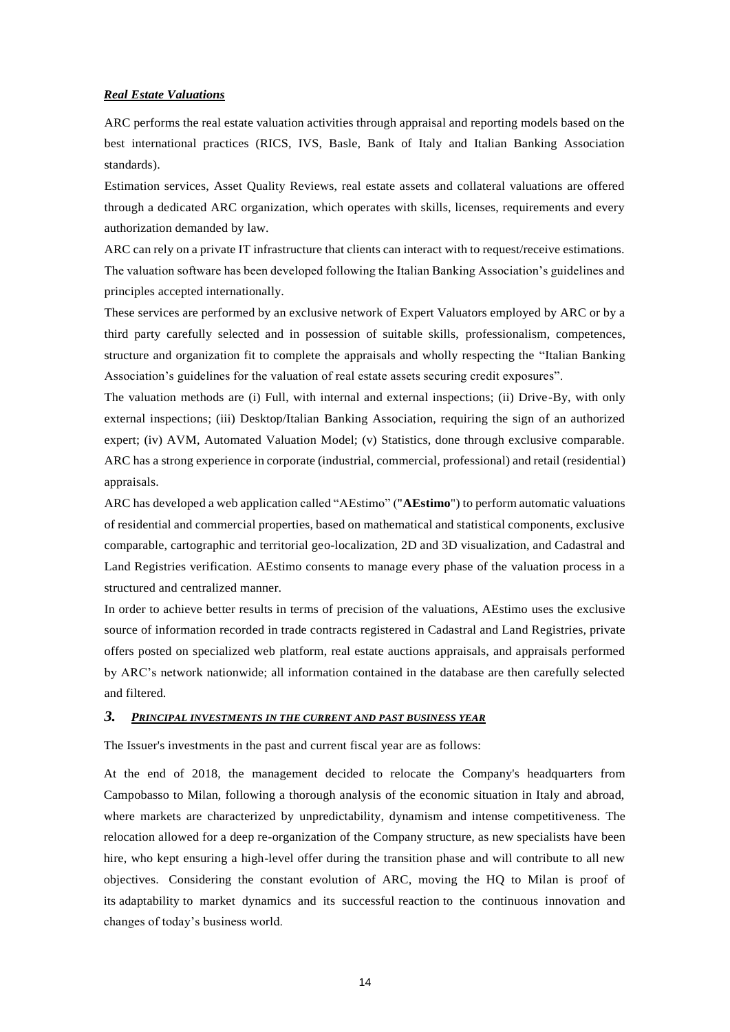***Real Estate Valuations***

ARC performs the real estate valuation activities through appraisal and reporting models based on the best international practices (RICS, IVS, Basle, Bank of Italy and Italian Banking Association standards).

Estimation services, Asset Quality Reviews, real estate assets and collateral valuations are offered through a dedicated ARC organization, which operates with skills, licenses, requirements and every authorization demanded by law.

ARC can rely on a private IT infrastructure that clients can interact with to request/receive estimations. The valuation software has been developed following the Italian Banking Association's guidelines and principles accepted internationally.

These services are performed by an exclusive network of Expert Valuators employed by ARC or by a third party carefully selected and in possession of suitable skills, professionalism, competences, structure and organization fit to complete the appraisals and wholly respecting the "Italian Banking Association's guidelines for the valuation of real estate assets securing credit exposures".

The valuation methods are (i) Full, with internal and external inspections; (ii) Drive-By, with only external inspections; (iii) Desktop/Italian Banking Association, requiring the sign of an authorized expert; (iv) AVM, Automated Valuation Model; (v) Statistics, done through exclusive comparable. ARC has a strong experience in corporate (industrial, commercial, professional) and retail (residential) appraisals.

ARC has developed a web application called "AEstimo" ("**AEstimo**") to perform automatic valuations of residential and commercial properties, based on mathematical and statistical components, exclusive comparable, cartographic and territorial geo-localization, 2D and 3D visualization, and Cadastral and Land Registries verification. AEstimo consents to manage every phase of the valuation process in a structured and centralized manner.

In order to achieve better results in terms of precision of the valuations, AEstimo uses the exclusive source of information recorded in trade contracts registered in Cadastral and Land Registries, private offers posted on specialized web platform, real estate auctions appraisals, and appraisals performed by ARC's network nationwide; all information contained in the database are then carefully selected and filtered.

## *3. PRINCIPAL INVESTMENTS IN THE CURRENT AND PAST BUSINESS YEAR*

The Issuer's investments in the past and current fiscal year are as follows:

At the end of 2018, the management decided to relocate the Company's headquarters from Campobasso to Milan, following a thorough analysis of the economic situation in Italy and abroad, where markets are characterized by unpredictability, dynamism and intense competitiveness. The relocation allowed for a deep re-organization of the Company structure, as new specialists have been hire, who kept ensuring a high-level offer during the transition phase and will contribute to all new objectives. Considering the constant evolution of ARC, moving the HQ to Milan is proof of its adaptability to market dynamics and its successful reaction to the continuous innovation and changes of today's business world.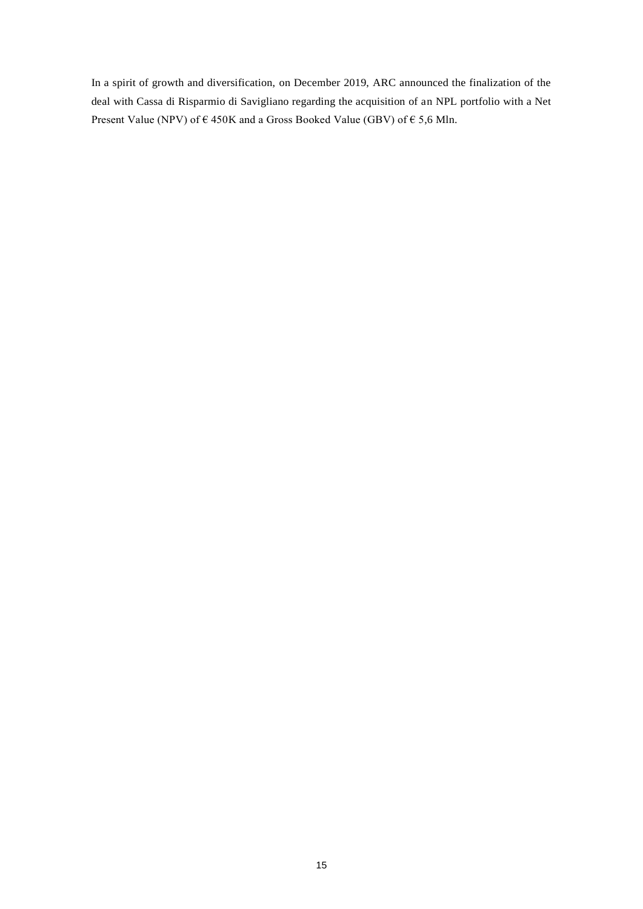In a spirit of growth and diversification, on December 2019, ARC announced the finalization of the deal with Cassa di Risparmio di Savigliano regarding the acquisition of an NPL portfolio with a Net Present Value (NPV) of € 450K and a Gross Booked Value (GBV) of € 5,6 Mln.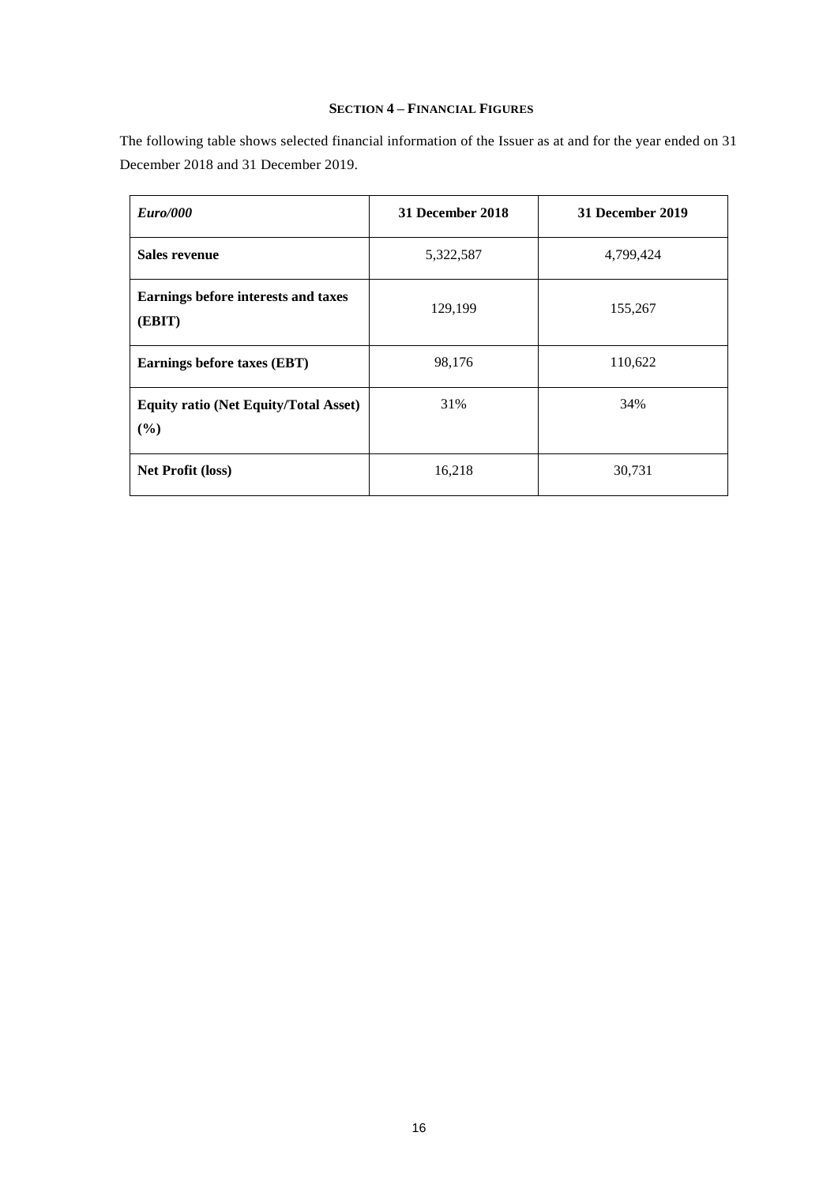### SECTION 4 – FINANCIAL FIGURES

The following table shows selected financial information of the Issuer as at and for the year ended on 31 December 2018 and 31 December 2019.

| *Euro/000* | 31 December 2018 | 31 December 2019 |
|---|---|---|
| **Sales revenue** | 5,322,587 | 4,799,424 |
| **Earnings before interests and taxes (EBIT)** | 129,199 | 155,267 |
| **Earnings before taxes (EBT)** | 98,176 | 110,622 |
| **Equity ratio (Net Equity/Total Asset) (%)** | 31% | 34% |
| **Net Profit (loss)** | 16,218 | 30,731 |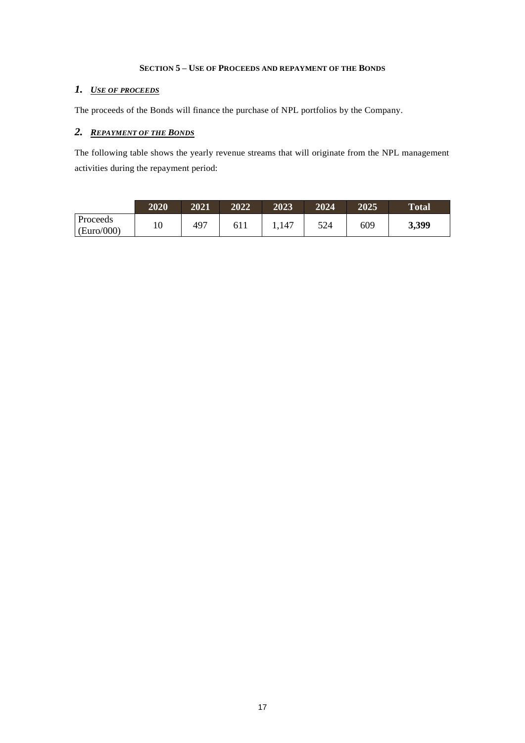**SECTION 5 – USE OF PROCEEDS AND REPAYMENT OF THE BONDS**

## *1. USE OF PROCEEDS*

The proceeds of the Bonds will finance the purchase of NPL portfolios by the Company.

## *2. REPAYMENT OF THE BONDS*

The following table shows the yearly revenue streams that will originate from the NPL management activities during the repayment period:

| | 2020 | 2021 | 2022 | 2023 | 2024 | 2025 | Total |
|---|---|---|---|---|---|---|---|
| Proceeds (Euro/000) | 10 | 497 | 611 | 1,147 | 524 | 609 | **3,399** |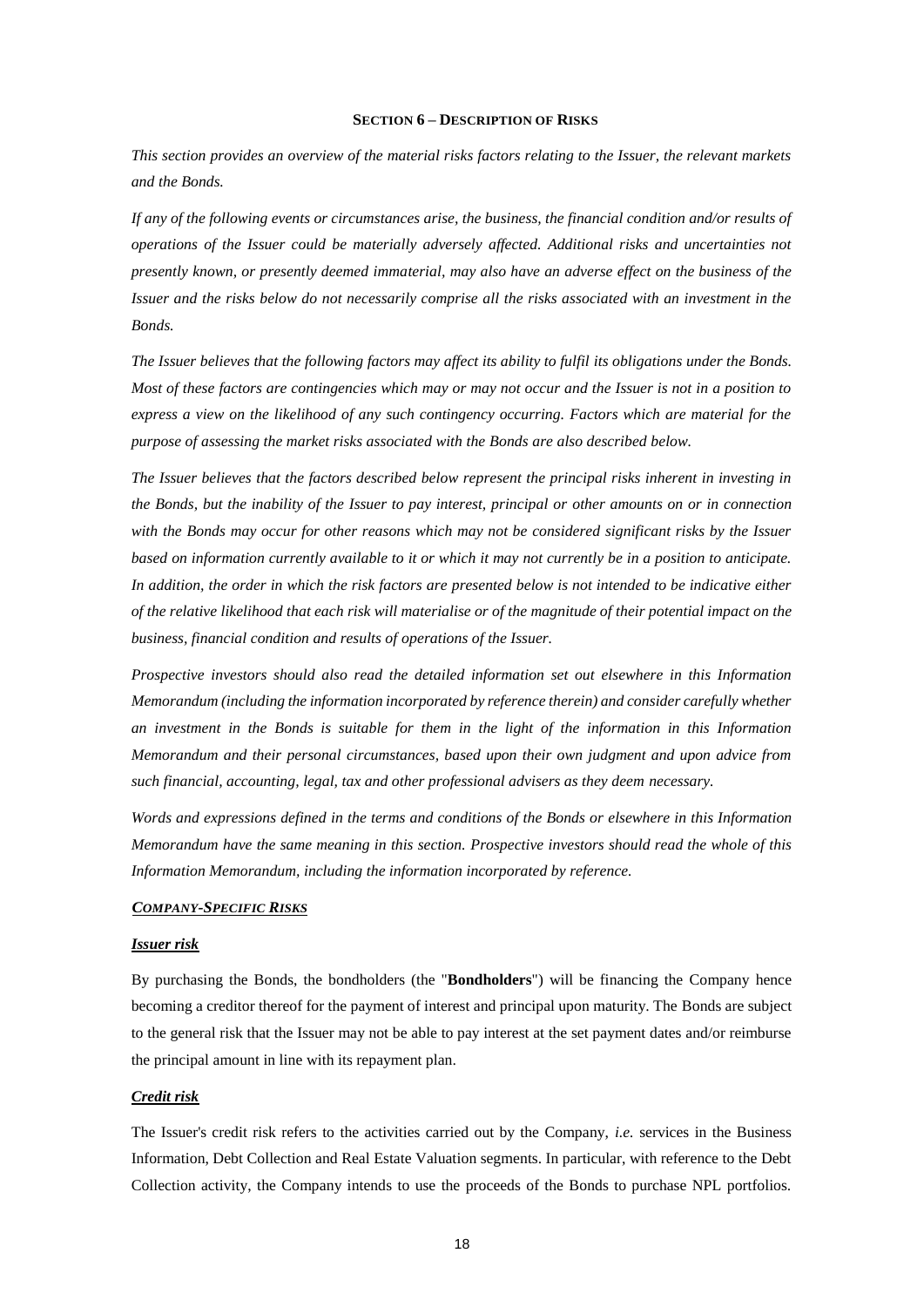## SECTION 6 – DESCRIPTION OF RISKS

*This section provides an overview of the material risks factors relating to the Issuer, the relevant markets and the Bonds.*

*If any of the following events or circumstances arise, the business, the financial condition and/or results of operations of the Issuer could be materially adversely affected. Additional risks and uncertainties not presently known, or presently deemed immaterial, may also have an adverse effect on the business of the Issuer and the risks below do not necessarily comprise all the risks associated with an investment in the Bonds.*

*The Issuer believes that the following factors may affect its ability to fulfil its obligations under the Bonds. Most of these factors are contingencies which may or may not occur and the Issuer is not in a position to express a view on the likelihood of any such contingency occurring. Factors which are material for the purpose of assessing the market risks associated with the Bonds are also described below.*

*The Issuer believes that the factors described below represent the principal risks inherent in investing in the Bonds, but the inability of the Issuer to pay interest, principal or other amounts on or in connection with the Bonds may occur for other reasons which may not be considered significant risks by the Issuer based on information currently available to it or which it may not currently be in a position to anticipate. In addition, the order in which the risk factors are presented below is not intended to be indicative either of the relative likelihood that each risk will materialise or of the magnitude of their potential impact on the business, financial condition and results of operations of the Issuer.*

*Prospective investors should also read the detailed information set out elsewhere in this Information Memorandum (including the information incorporated by reference therein) and consider carefully whether an investment in the Bonds is suitable for them in the light of the information in this Information Memorandum and their personal circumstances, based upon their own judgment and upon advice from such financial, accounting, legal, tax and other professional advisers as they deem necessary.*

*Words and expressions defined in the terms and conditions of the Bonds or elsewhere in this Information Memorandum have the same meaning in this section. Prospective investors should read the whole of this Information Memorandum, including the information incorporated by reference.*

### ***COMPANY-SPECIFIC RISKS***

#### ***Issuer risk***

By purchasing the Bonds, the bondholders (the "**Bondholders**") will be financing the Company hence becoming a creditor thereof for the payment of interest and principal upon maturity. The Bonds are subject to the general risk that the Issuer may not be able to pay interest at the set payment dates and/or reimburse the principal amount in line with its repayment plan.

#### ***Credit risk***

The Issuer's credit risk refers to the activities carried out by the Company, *i.e.* services in the Business Information, Debt Collection and Real Estate Valuation segments. In particular, with reference to the Debt Collection activity, the Company intends to use the proceeds of the Bonds to purchase NPL portfolios.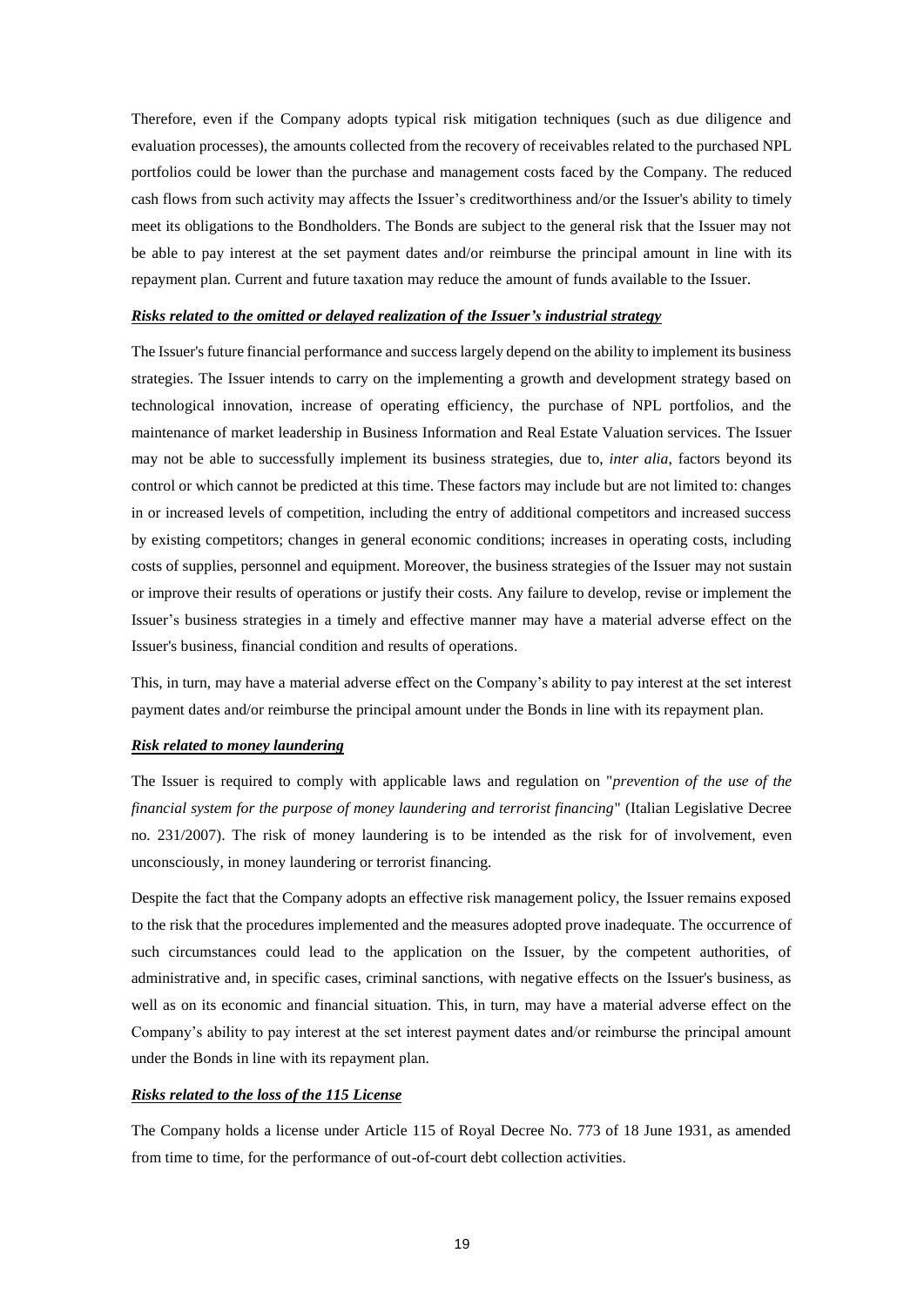Therefore, even if the Company adopts typical risk mitigation techniques (such as due diligence and evaluation processes), the amounts collected from the recovery of receivables related to the purchased NPL portfolios could be lower than the purchase and management costs faced by the Company. The reduced cash flows from such activity may affects the Issuer's creditworthiness and/or the Issuer's ability to timely meet its obligations to the Bondholders. The Bonds are subject to the general risk that the Issuer may not be able to pay interest at the set payment dates and/or reimburse the principal amount in line with its repayment plan. Current and future taxation may reduce the amount of funds available to the Issuer.

***Risks related to the omitted or delayed realization of the Issuer's industrial strategy***

The Issuer's future financial performance and success largely depend on the ability to implement its business strategies. The Issuer intends to carry on the implementing a growth and development strategy based on technological innovation, increase of operating efficiency, the purchase of NPL portfolios, and the maintenance of market leadership in Business Information and Real Estate Valuation services. The Issuer may not be able to successfully implement its business strategies, due to, *inter alia*, factors beyond its control or which cannot be predicted at this time. These factors may include but are not limited to: changes in or increased levels of competition, including the entry of additional competitors and increased success by existing competitors; changes in general economic conditions; increases in operating costs, including costs of supplies, personnel and equipment. Moreover, the business strategies of the Issuer may not sustain or improve their results of operations or justify their costs. Any failure to develop, revise or implement the Issuer's business strategies in a timely and effective manner may have a material adverse effect on the Issuer's business, financial condition and results of operations.

This, in turn, may have a material adverse effect on the Company's ability to pay interest at the set interest payment dates and/or reimburse the principal amount under the Bonds in line with its repayment plan.

***Risk related to money laundering***

The Issuer is required to comply with applicable laws and regulation on "*prevention of the use of the financial system for the purpose of money laundering and terrorist financing*" (Italian Legislative Decree no. 231/2007). The risk of money laundering is to be intended as the risk for of involvement, even unconsciously, in money laundering or terrorist financing.

Despite the fact that the Company adopts an effective risk management policy, the Issuer remains exposed to the risk that the procedures implemented and the measures adopted prove inadequate. The occurrence of such circumstances could lead to the application on the Issuer, by the competent authorities, of administrative and, in specific cases, criminal sanctions, with negative effects on the Issuer's business, as well as on its economic and financial situation. This, in turn, may have a material adverse effect on the Company's ability to pay interest at the set interest payment dates and/or reimburse the principal amount under the Bonds in line with its repayment plan.

***Risks related to the loss of the 115 License***

The Company holds a license under Article 115 of Royal Decree No. 773 of 18 June 1931, as amended from time to time, for the performance of out-of-court debt collection activities.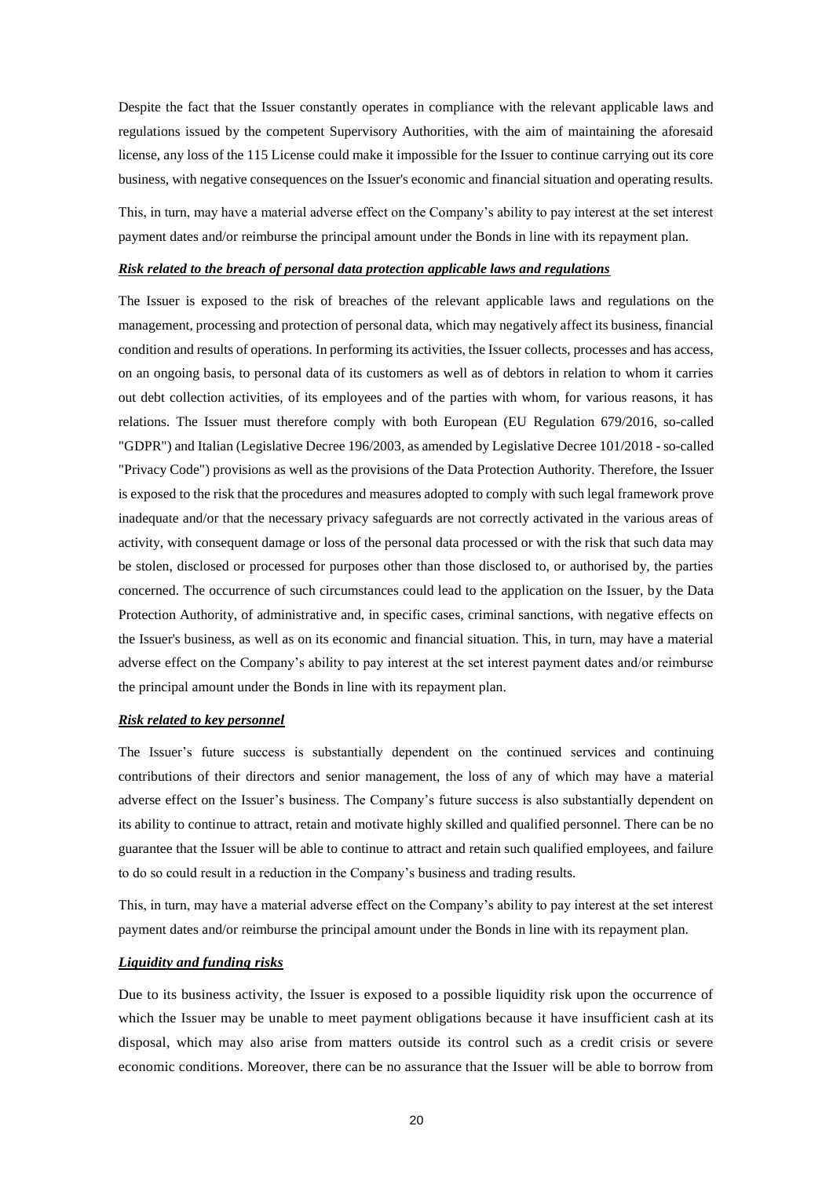Despite the fact that the Issuer constantly operates in compliance with the relevant applicable laws and regulations issued by the competent Supervisory Authorities, with the aim of maintaining the aforesaid license, any loss of the 115 License could make it impossible for the Issuer to continue carrying out its core business, with negative consequences on the Issuer's economic and financial situation and operating results.

This, in turn, may have a material adverse effect on the Company's ability to pay interest at the set interest payment dates and/or reimburse the principal amount under the Bonds in line with its repayment plan.

***Risk related to the breach of personal data protection applicable laws and regulations***

The Issuer is exposed to the risk of breaches of the relevant applicable laws and regulations on the management, processing and protection of personal data, which may negatively affect its business, financial condition and results of operations. In performing its activities, the Issuer collects, processes and has access, on an ongoing basis, to personal data of its customers as well as of debtors in relation to whom it carries out debt collection activities, of its employees and of the parties with whom, for various reasons, it has relations. The Issuer must therefore comply with both European (EU Regulation 679/2016, so-called "GDPR") and Italian (Legislative Decree 196/2003, as amended by Legislative Decree 101/2018 - so-called "Privacy Code") provisions as well as the provisions of the Data Protection Authority. Therefore, the Issuer is exposed to the risk that the procedures and measures adopted to comply with such legal framework prove inadequate and/or that the necessary privacy safeguards are not correctly activated in the various areas of activity, with consequent damage or loss of the personal data processed or with the risk that such data may be stolen, disclosed or processed for purposes other than those disclosed to, or authorised by, the parties concerned. The occurrence of such circumstances could lead to the application on the Issuer, by the Data Protection Authority, of administrative and, in specific cases, criminal sanctions, with negative effects on the Issuer's business, as well as on its economic and financial situation. This, in turn, may have a material adverse effect on the Company's ability to pay interest at the set interest payment dates and/or reimburse the principal amount under the Bonds in line with its repayment plan.

***Risk related to key personnel***

The Issuer's future success is substantially dependent on the continued services and continuing contributions of their directors and senior management, the loss of any of which may have a material adverse effect on the Issuer's business. The Company's future success is also substantially dependent on its ability to continue to attract, retain and motivate highly skilled and qualified personnel. There can be no guarantee that the Issuer will be able to continue to attract and retain such qualified employees, and failure to do so could result in a reduction in the Company's business and trading results.

This, in turn, may have a material adverse effect on the Company's ability to pay interest at the set interest payment dates and/or reimburse the principal amount under the Bonds in line with its repayment plan.

***Liquidity and funding risks***

Due to its business activity, the Issuer is exposed to a possible liquidity risk upon the occurrence of which the Issuer may be unable to meet payment obligations because it have insufficient cash at its disposal, which may also arise from matters outside its control such as a credit crisis or severe economic conditions. Moreover, there can be no assurance that the Issuer will be able to borrow from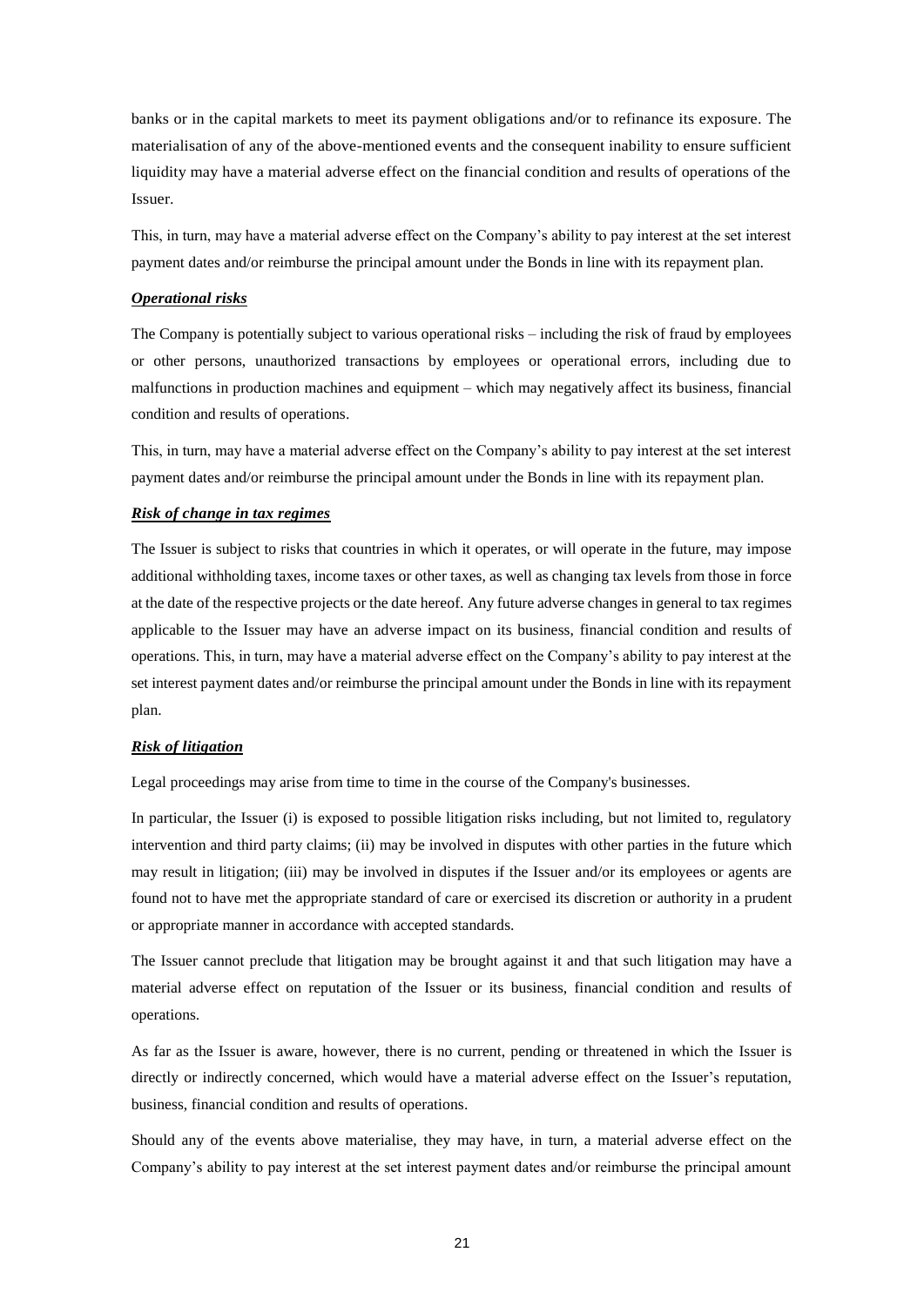banks or in the capital markets to meet its payment obligations and/or to refinance its exposure. The materialisation of any of the above-mentioned events and the consequent inability to ensure sufficient liquidity may have a material adverse effect on the financial condition and results of operations of the Issuer.

This, in turn, may have a material adverse effect on the Company's ability to pay interest at the set interest payment dates and/or reimburse the principal amount under the Bonds in line with its repayment plan.

***Operational risks***

The Company is potentially subject to various operational risks – including the risk of fraud by employees or other persons, unauthorized transactions by employees or operational errors, including due to malfunctions in production machines and equipment – which may negatively affect its business, financial condition and results of operations.

This, in turn, may have a material adverse effect on the Company's ability to pay interest at the set interest payment dates and/or reimburse the principal amount under the Bonds in line with its repayment plan.

***Risk of change in tax regimes***

The Issuer is subject to risks that countries in which it operates, or will operate in the future, may impose additional withholding taxes, income taxes or other taxes, as well as changing tax levels from those in force at the date of the respective projects or the date hereof. Any future adverse changes in general to tax regimes applicable to the Issuer may have an adverse impact on its business, financial condition and results of operations. This, in turn, may have a material adverse effect on the Company's ability to pay interest at the set interest payment dates and/or reimburse the principal amount under the Bonds in line with its repayment plan.

***Risk of litigation***

Legal proceedings may arise from time to time in the course of the Company's businesses.

In particular, the Issuer (i) is exposed to possible litigation risks including, but not limited to, regulatory intervention and third party claims; (ii) may be involved in disputes with other parties in the future which may result in litigation; (iii) may be involved in disputes if the Issuer and/or its employees or agents are found not to have met the appropriate standard of care or exercised its discretion or authority in a prudent or appropriate manner in accordance with accepted standards.

The Issuer cannot preclude that litigation may be brought against it and that such litigation may have a material adverse effect on reputation of the Issuer or its business, financial condition and results of operations.

As far as the Issuer is aware, however, there is no current, pending or threatened in which the Issuer is directly or indirectly concerned, which would have a material adverse effect on the Issuer's reputation, business, financial condition and results of operations.

Should any of the events above materialise, they may have, in turn, a material adverse effect on the Company's ability to pay interest at the set interest payment dates and/or reimburse the principal amount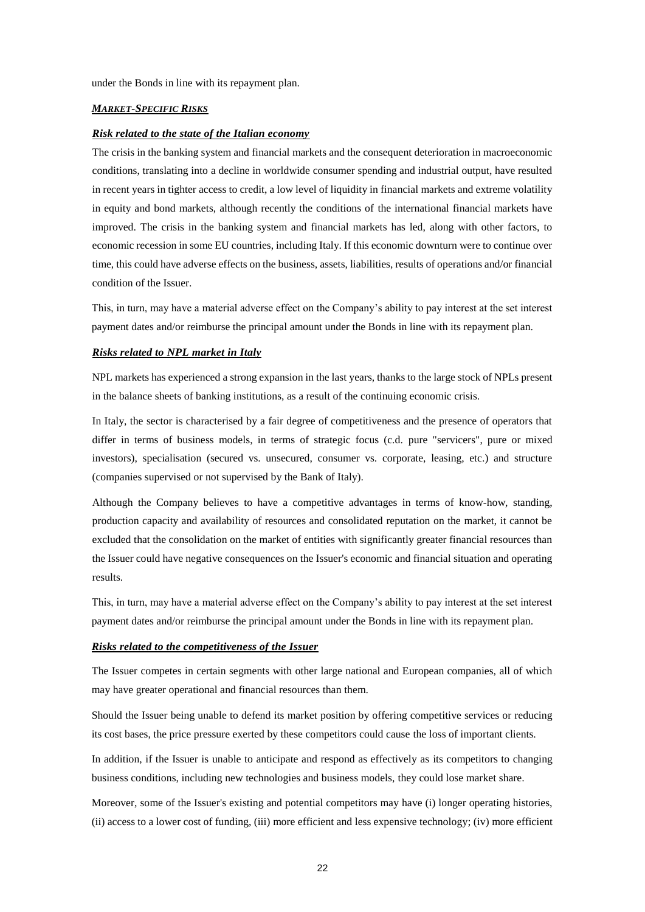under the Bonds in line with its repayment plan.

### ***MARKET-SPECIFIC RISKS***

#### ***Risk related to the state of the Italian economy***

The crisis in the banking system and financial markets and the consequent deterioration in macroeconomic conditions, translating into a decline in worldwide consumer spending and industrial output, have resulted in recent years in tighter access to credit, a low level of liquidity in financial markets and extreme volatility in equity and bond markets, although recently the conditions of the international financial markets have improved. The crisis in the banking system and financial markets has led, along with other factors, to economic recession in some EU countries, including Italy. If this economic downturn were to continue over time, this could have adverse effects on the business, assets, liabilities, results of operations and/or financial condition of the Issuer.

This, in turn, may have a material adverse effect on the Company's ability to pay interest at the set interest payment dates and/or reimburse the principal amount under the Bonds in line with its repayment plan.

#### ***Risks related to NPL market in Italy***

NPL markets has experienced a strong expansion in the last years, thanks to the large stock of NPLs present in the balance sheets of banking institutions, as a result of the continuing economic crisis.

In Italy, the sector is characterised by a fair degree of competitiveness and the presence of operators that differ in terms of business models, in terms of strategic focus (c.d. pure "servicers", pure or mixed investors), specialisation (secured vs. unsecured, consumer vs. corporate, leasing, etc.) and structure (companies supervised or not supervised by the Bank of Italy).

Although the Company believes to have a competitive advantages in terms of know-how, standing, production capacity and availability of resources and consolidated reputation on the market, it cannot be excluded that the consolidation on the market of entities with significantly greater financial resources than the Issuer could have negative consequences on the Issuer's economic and financial situation and operating results.

This, in turn, may have a material adverse effect on the Company's ability to pay interest at the set interest payment dates and/or reimburse the principal amount under the Bonds in line with its repayment plan.

#### ***Risks related to the competitiveness of the Issuer***

The Issuer competes in certain segments with other large national and European companies, all of which may have greater operational and financial resources than them.

Should the Issuer being unable to defend its market position by offering competitive services or reducing its cost bases, the price pressure exerted by these competitors could cause the loss of important clients.

In addition, if the Issuer is unable to anticipate and respond as effectively as its competitors to changing business conditions, including new technologies and business models, they could lose market share.

Moreover, some of the Issuer's existing and potential competitors may have (i) longer operating histories, (ii) access to a lower cost of funding, (iii) more efficient and less expensive technology; (iv) more efficient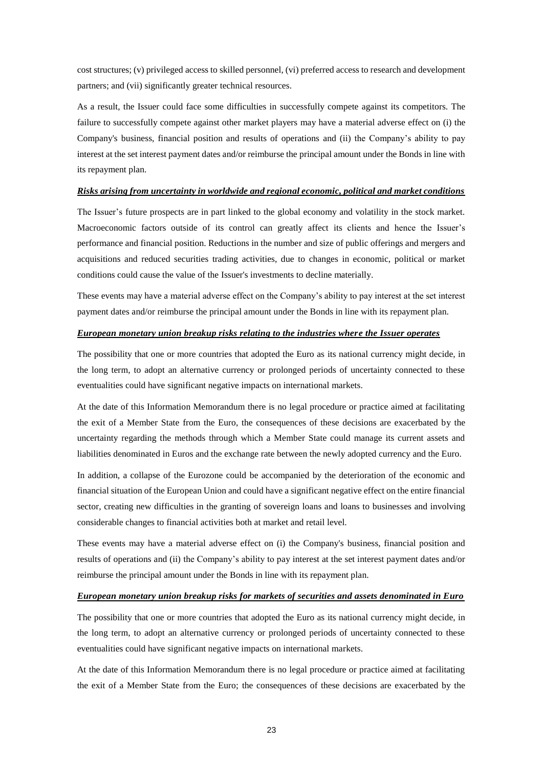cost structures; (v) privileged access to skilled personnel, (vi) preferred access to research and development partners; and (vii) significantly greater technical resources.

As a result, the Issuer could face some difficulties in successfully compete against its competitors. The failure to successfully compete against other market players may have a material adverse effect on (i) the Company's business, financial position and results of operations and (ii) the Company's ability to pay interest at the set interest payment dates and/or reimburse the principal amount under the Bonds in line with its repayment plan.

***Risks arising from uncertainty in worldwide and regional economic, political and market conditions***

The Issuer's future prospects are in part linked to the global economy and volatility in the stock market. Macroeconomic factors outside of its control can greatly affect its clients and hence the Issuer's performance and financial position. Reductions in the number and size of public offerings and mergers and acquisitions and reduced securities trading activities, due to changes in economic, political or market conditions could cause the value of the Issuer's investments to decline materially.

These events may have a material adverse effect on the Company's ability to pay interest at the set interest payment dates and/or reimburse the principal amount under the Bonds in line with its repayment plan.

***European monetary union breakup risks relating to the industries where the Issuer operates***

The possibility that one or more countries that adopted the Euro as its national currency might decide, in the long term, to adopt an alternative currency or prolonged periods of uncertainty connected to these eventualities could have significant negative impacts on international markets.

At the date of this Information Memorandum there is no legal procedure or practice aimed at facilitating the exit of a Member State from the Euro, the consequences of these decisions are exacerbated by the uncertainty regarding the methods through which a Member State could manage its current assets and liabilities denominated in Euros and the exchange rate between the newly adopted currency and the Euro.

In addition, a collapse of the Eurozone could be accompanied by the deterioration of the economic and financial situation of the European Union and could have a significant negative effect on the entire financial sector, creating new difficulties in the granting of sovereign loans and loans to businesses and involving considerable changes to financial activities both at market and retail level.

These events may have a material adverse effect on (i) the Company's business, financial position and results of operations and (ii) the Company's ability to pay interest at the set interest payment dates and/or reimburse the principal amount under the Bonds in line with its repayment plan.

***European monetary union breakup risks for markets of securities and assets denominated in Euro***

The possibility that one or more countries that adopted the Euro as its national currency might decide, in the long term, to adopt an alternative currency or prolonged periods of uncertainty connected to these eventualities could have significant negative impacts on international markets.

At the date of this Information Memorandum there is no legal procedure or practice aimed at facilitating the exit of a Member State from the Euro; the consequences of these decisions are exacerbated by the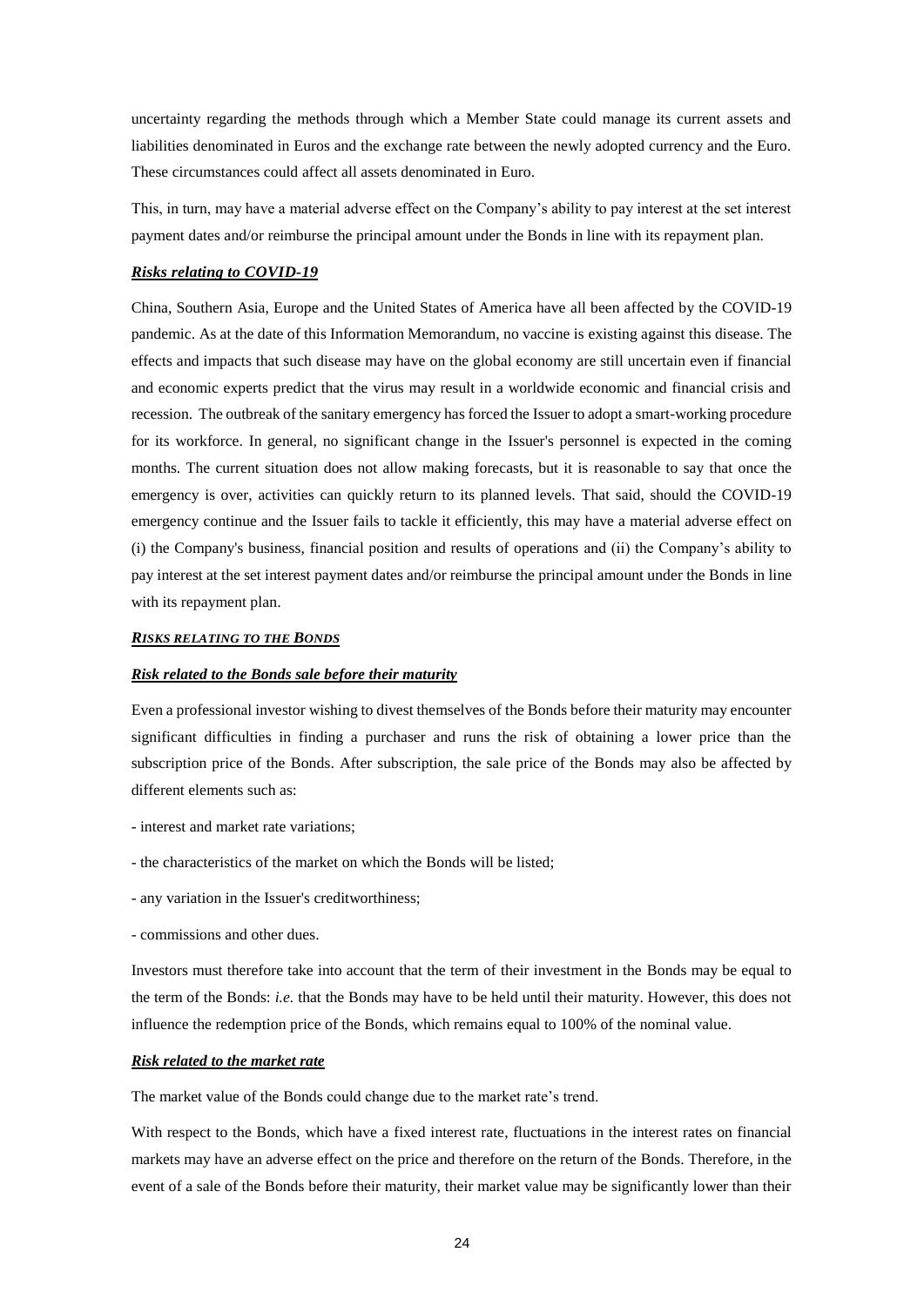uncertainty regarding the methods through which a Member State could manage its current assets and liabilities denominated in Euros and the exchange rate between the newly adopted currency and the Euro. These circumstances could affect all assets denominated in Euro.

This, in turn, may have a material adverse effect on the Company's ability to pay interest at the set interest payment dates and/or reimburse the principal amount under the Bonds in line with its repayment plan.

***Risks relating to COVID-19***

China, Southern Asia, Europe and the United States of America have all been affected by the COVID-19 pandemic. As at the date of this Information Memorandum, no vaccine is existing against this disease. The effects and impacts that such disease may have on the global economy are still uncertain even if financial and economic experts predict that the virus may result in a worldwide economic and financial crisis and recession. The outbreak of the sanitary emergency has forced the Issuer to adopt a smart-working procedure for its workforce. In general, no significant change in the Issuer's personnel is expected in the coming months. The current situation does not allow making forecasts, but it is reasonable to say that once the emergency is over, activities can quickly return to its planned levels. That said, should the COVID-19 emergency continue and the Issuer fails to tackle it efficiently, this may have a material adverse effect on (i) the Company's business, financial position and results of operations and (ii) the Company's ability to pay interest at the set interest payment dates and/or reimburse the principal amount under the Bonds in line with its repayment plan.

***RISKS RELATING TO THE BONDS***

***Risk related to the Bonds sale before their maturity***

Even a professional investor wishing to divest themselves of the Bonds before their maturity may encounter significant difficulties in finding a purchaser and runs the risk of obtaining a lower price than the subscription price of the Bonds. After subscription, the sale price of the Bonds may also be affected by different elements such as:

- interest and market rate variations;
- the characteristics of the market on which the Bonds will be listed;
- any variation in the Issuer's creditworthiness;
- commissions and other dues.

Investors must therefore take into account that the term of their investment in the Bonds may be equal to the term of the Bonds: *i.e.* that the Bonds may have to be held until their maturity. However, this does not influence the redemption price of the Bonds, which remains equal to 100% of the nominal value.

***Risk related to the market rate***

The market value of the Bonds could change due to the market rate's trend.

With respect to the Bonds, which have a fixed interest rate, fluctuations in the interest rates on financial markets may have an adverse effect on the price and therefore on the return of the Bonds. Therefore, in the event of a sale of the Bonds before their maturity, their market value may be significantly lower than their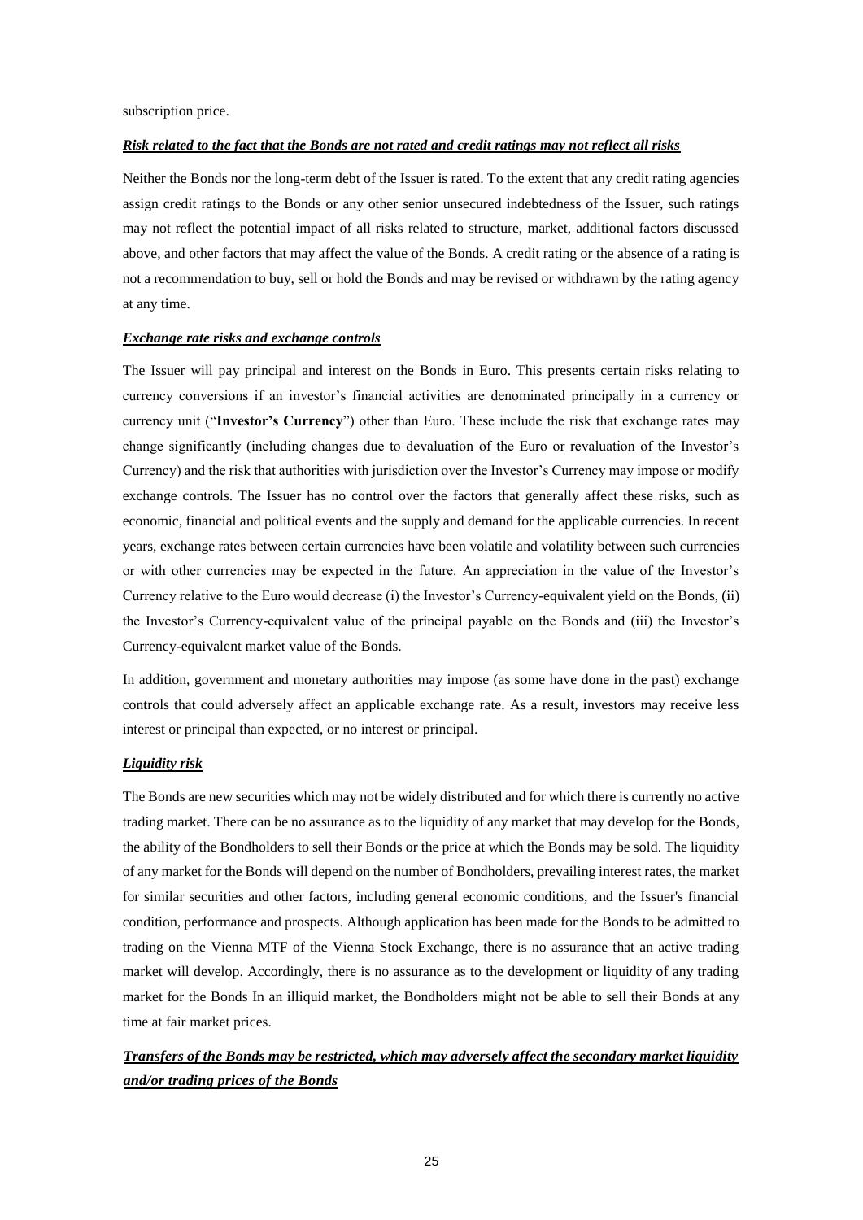subscription price.

***Risk related to the fact that the Bonds are not rated and credit ratings may not reflect all risks***

Neither the Bonds nor the long-term debt of the Issuer is rated. To the extent that any credit rating agencies assign credit ratings to the Bonds or any other senior unsecured indebtedness of the Issuer, such ratings may not reflect the potential impact of all risks related to structure, market, additional factors discussed above, and other factors that may affect the value of the Bonds. A credit rating or the absence of a rating is not a recommendation to buy, sell or hold the Bonds and may be revised or withdrawn by the rating agency at any time.

***Exchange rate risks and exchange controls***

The Issuer will pay principal and interest on the Bonds in Euro. This presents certain risks relating to currency conversions if an investor's financial activities are denominated principally in a currency or currency unit ("**Investor's Currency**") other than Euro. These include the risk that exchange rates may change significantly (including changes due to devaluation of the Euro or revaluation of the Investor's Currency) and the risk that authorities with jurisdiction over the Investor's Currency may impose or modify exchange controls. The Issuer has no control over the factors that generally affect these risks, such as economic, financial and political events and the supply and demand for the applicable currencies. In recent years, exchange rates between certain currencies have been volatile and volatility between such currencies or with other currencies may be expected in the future. An appreciation in the value of the Investor's Currency relative to the Euro would decrease (i) the Investor's Currency-equivalent yield on the Bonds, (ii) the Investor's Currency-equivalent value of the principal payable on the Bonds and (iii) the Investor's Currency-equivalent market value of the Bonds.

In addition, government and monetary authorities may impose (as some have done in the past) exchange controls that could adversely affect an applicable exchange rate. As a result, investors may receive less interest or principal than expected, or no interest or principal.

***Liquidity risk***

The Bonds are new securities which may not be widely distributed and for which there is currently no active trading market. There can be no assurance as to the liquidity of any market that may develop for the Bonds, the ability of the Bondholders to sell their Bonds or the price at which the Bonds may be sold. The liquidity of any market for the Bonds will depend on the number of Bondholders, prevailing interest rates, the market for similar securities and other factors, including general economic conditions, and the Issuer's financial condition, performance and prospects. Although application has been made for the Bonds to be admitted to trading on the Vienna MTF of the Vienna Stock Exchange, there is no assurance that an active trading market will develop. Accordingly, there is no assurance as to the development or liquidity of any trading market for the Bonds In an illiquid market, the Bondholders might not be able to sell their Bonds at any time at fair market prices.

***Transfers of the Bonds may be restricted, which may adversely affect the secondary market liquidity and/or trading prices of the Bonds***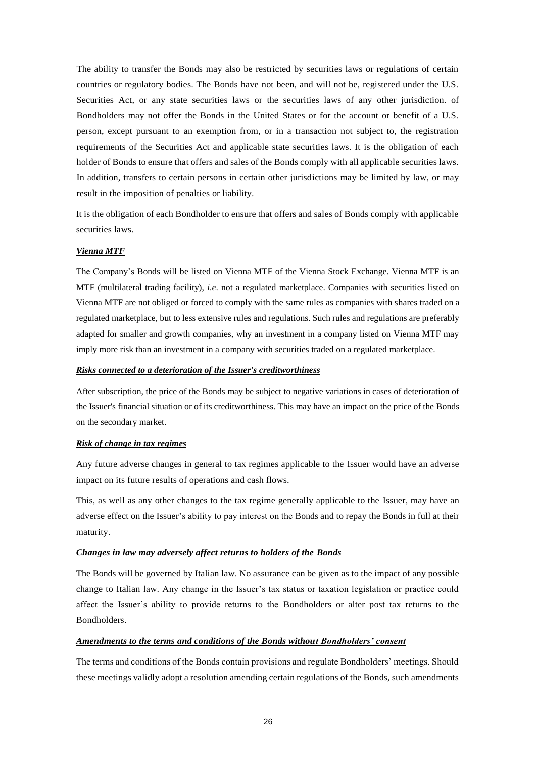The ability to transfer the Bonds may also be restricted by securities laws or regulations of certain countries or regulatory bodies. The Bonds have not been, and will not be, registered under the U.S. Securities Act, or any state securities laws or the securities laws of any other jurisdiction. of Bondholders may not offer the Bonds in the United States or for the account or benefit of a U.S. person, except pursuant to an exemption from, or in a transaction not subject to, the registration requirements of the Securities Act and applicable state securities laws. It is the obligation of each holder of Bonds to ensure that offers and sales of the Bonds comply with all applicable securities laws. In addition, transfers to certain persons in certain other jurisdictions may be limited by law, or may result in the imposition of penalties or liability.

It is the obligation of each Bondholder to ensure that offers and sales of Bonds comply with applicable securities laws.

***Vienna MTF***

The Company's Bonds will be listed on Vienna MTF of the Vienna Stock Exchange. Vienna MTF is an MTF (multilateral trading facility), *i.e*. not a regulated marketplace. Companies with securities listed on Vienna MTF are not obliged or forced to comply with the same rules as companies with shares traded on a regulated marketplace, but to less extensive rules and regulations. Such rules and regulations are preferably adapted for smaller and growth companies, why an investment in a company listed on Vienna MTF may imply more risk than an investment in a company with securities traded on a regulated marketplace.

***Risks connected to a deterioration of the Issuer's creditworthiness***

After subscription, the price of the Bonds may be subject to negative variations in cases of deterioration of the Issuer's financial situation or of its creditworthiness. This may have an impact on the price of the Bonds on the secondary market.

***Risk of change in tax regimes***

Any future adverse changes in general to tax regimes applicable to the Issuer would have an adverse impact on its future results of operations and cash flows.

This, as well as any other changes to the tax regime generally applicable to the Issuer, may have an adverse effect on the Issuer's ability to pay interest on the Bonds and to repay the Bonds in full at their maturity.

***Changes in law may adversely affect returns to holders of the Bonds***

The Bonds will be governed by Italian law. No assurance can be given as to the impact of any possible change to Italian law. Any change in the Issuer's tax status or taxation legislation or practice could affect the Issuer's ability to provide returns to the Bondholders or alter post tax returns to the Bondholders.

***Amendments to the terms and conditions of the Bonds without Bondholders' consent***

The terms and conditions of the Bonds contain provisions and regulate Bondholders' meetings. Should these meetings validly adopt a resolution amending certain regulations of the Bonds, such amendments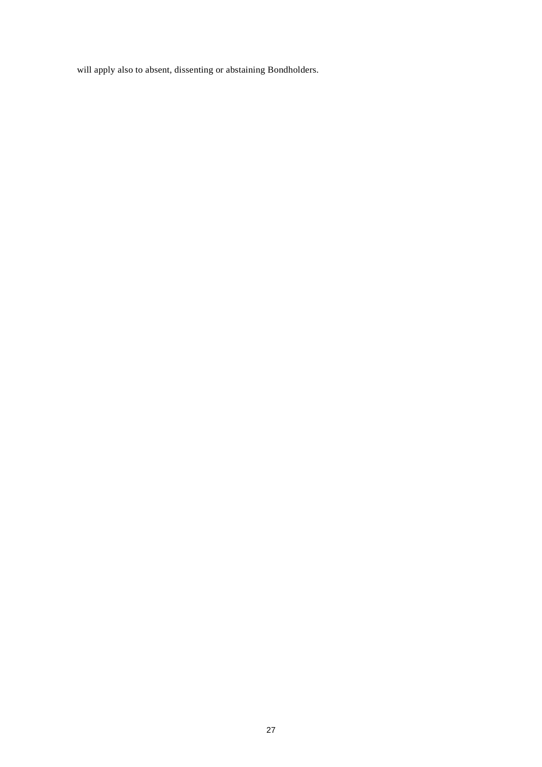will apply also to absent, dissenting or abstaining Bondholders.